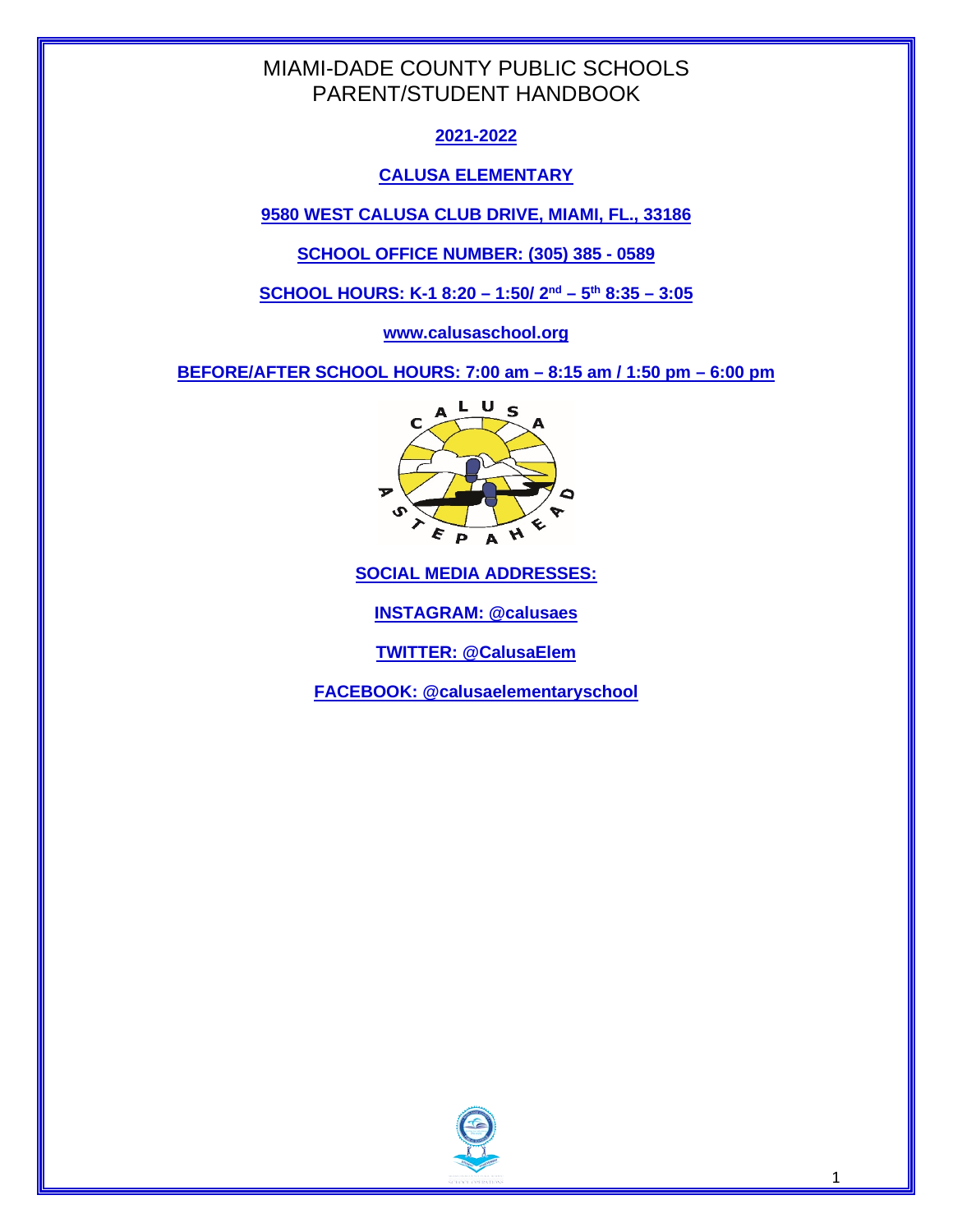# MIAMI-DADE COUNTY PUBLIC SCHOOLS
# PARENT/STUDENT HANDBOOK

**2021-2022**

**CALUSA ELEMENTARY**

**9580 WEST CALUSA CLUB DRIVE, MIAMI, FL., 33186**

**SCHOOL OFFICE NUMBER: (305) 385 - 0589**

**SCHOOL HOURS: K-1 8:20 – 1:50/ 2nd – 5th 8:35 – 3:05**

**www.calusaschool.org**

**BEFORE/AFTER SCHOOL HOURS: 7:00 am – 8:15 am / 1:50 pm – 6:00 pm**

**SOCIAL MEDIA ADDRESSES:**

**INSTAGRAM: @calusaes**

**TWITTER: @CalusaElem**

**FACEBOOK: @calusaelementaryschool**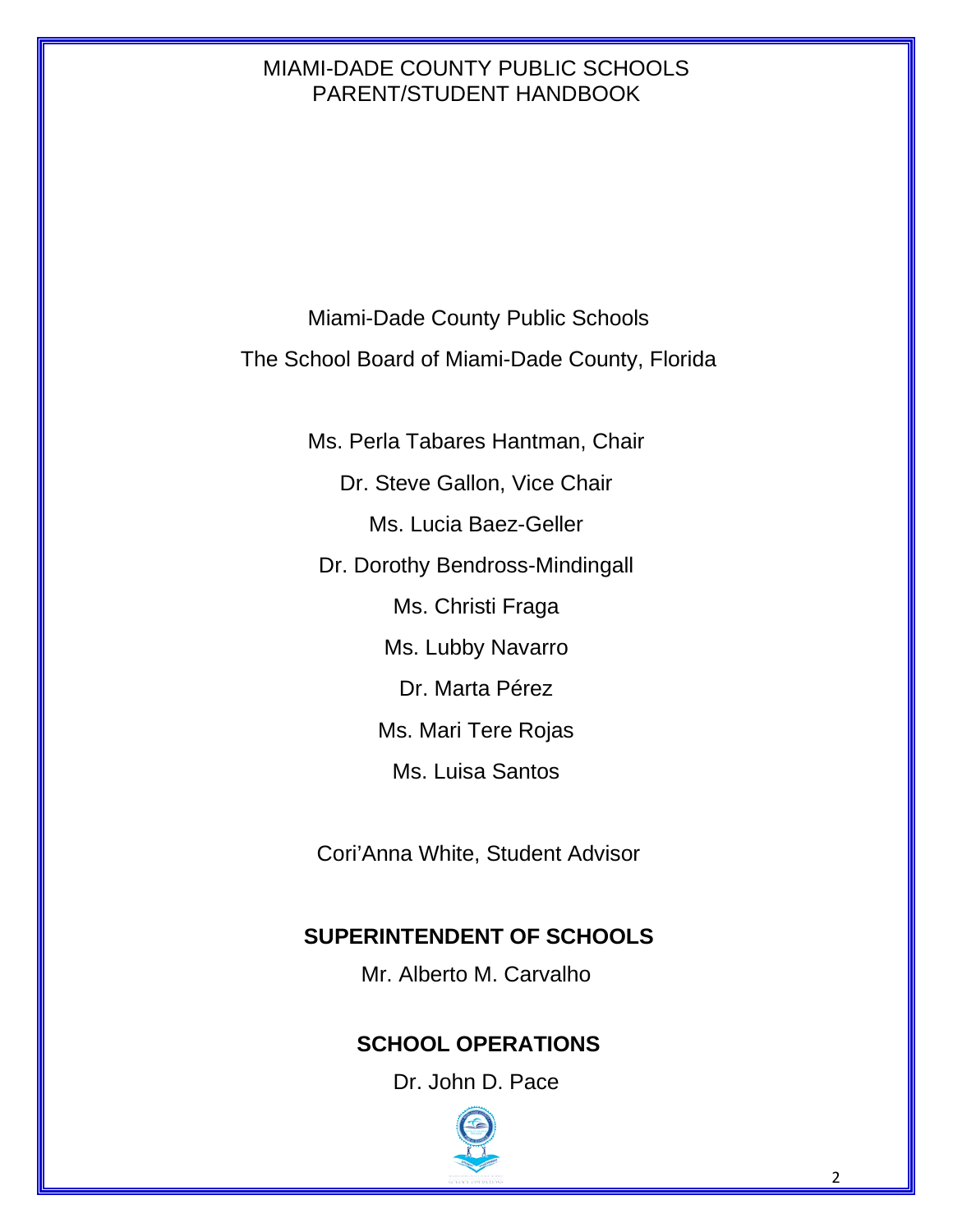MIAMI-DADE COUNTY PUBLIC SCHOOLS
PARENT/STUDENT HANDBOOK

Miami-Dade County Public Schools

The School Board of Miami-Dade County, Florida

Ms. Perla Tabares Hantman, Chair

Dr. Steve Gallon, Vice Chair

Ms. Lucia Baez-Geller

Dr. Dorothy Bendross-Mindingall

Ms. Christi Fraga

Ms. Lubby Navarro

Dr. Marta Pérez

Ms. Mari Tere Rojas

Ms. Luisa Santos

Cori'Anna White, Student Advisor

**SUPERINTENDENT OF SCHOOLS**

Mr. Alberto M. Carvalho

**SCHOOL OPERATIONS**

Dr. John D. Pace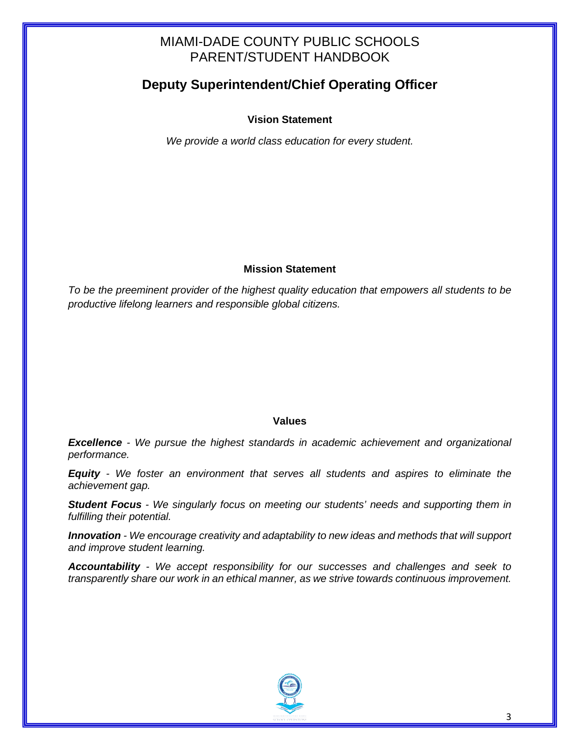# MIAMI-DADE COUNTY PUBLIC SCHOOLS
# PARENT/STUDENT HANDBOOK

## Deputy Superintendent/Chief Operating Officer

### Vision Statement

*We provide a world class education for every student.*

### Mission Statement

*To be the preeminent provider of the highest quality education that empowers all students to be productive lifelong learners and responsible global citizens.*

### Values

***Excellence*** *- We pursue the highest standards in academic achievement and organizational performance.*

***Equity*** *- We foster an environment that serves all students and aspires to eliminate the achievement gap.*

***Student Focus*** *- We singularly focus on meeting our students' needs and supporting them in fulfilling their potential.*

***Innovation*** *- We encourage creativity and adaptability to new ideas and methods that will support and improve student learning.*

***Accountability*** *- We accept responsibility for our successes and challenges and seek to transparently share our work in an ethical manner, as we strive towards continuous improvement.*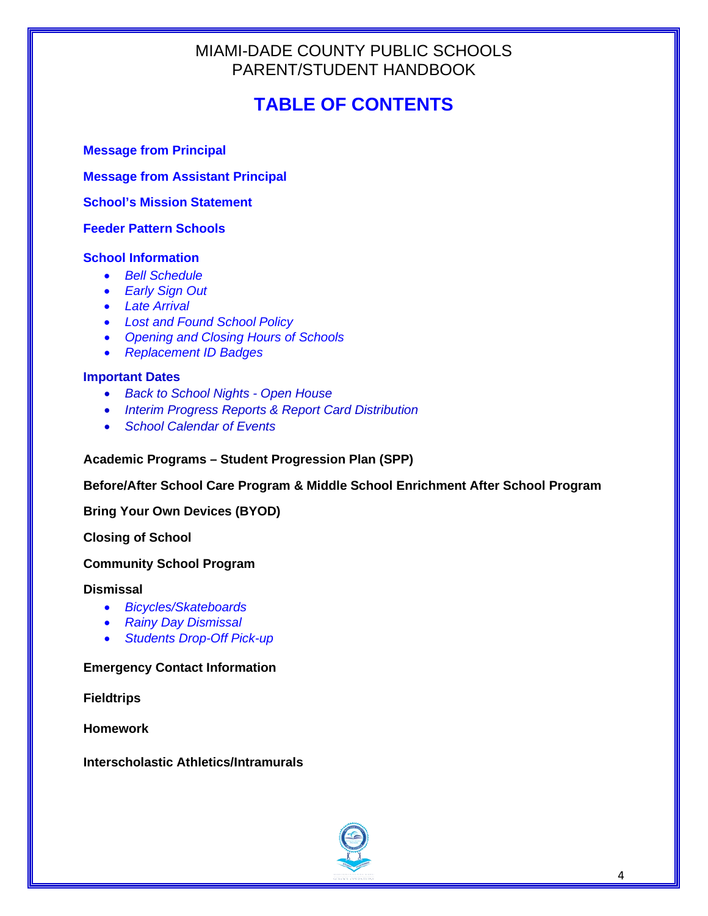MIAMI-DADE COUNTY PUBLIC SCHOOLS
PARENT/STUDENT HANDBOOK

# TABLE OF CONTENTS

**Message from Principal**

**Message from Assistant Principal**

**School's Mission Statement**

**Feeder Pattern Schools**

**School Information**

- *Bell Schedule*
- *Early Sign Out*
- *Late Arrival*
- *Lost and Found School Policy*
- *Opening and Closing Hours of Schools*
- *Replacement ID Badges*

**Important Dates**

- *Back to School Nights - Open House*
- *Interim Progress Reports & Report Card Distribution*
- *School Calendar of Events*

**Academic Programs – Student Progression Plan (SPP)**

**Before/After School Care Program & Middle School Enrichment After School Program**

**Bring Your Own Devices (BYOD)**

**Closing of School**

**Community School Program**

**Dismissal**

- *Bicycles/Skateboards*
- *Rainy Day Dismissal*
- *Students Drop-Off Pick-up*

**Emergency Contact Information**

**Fieldtrips**

**Homework**

**Interscholastic Athletics/Intramurals**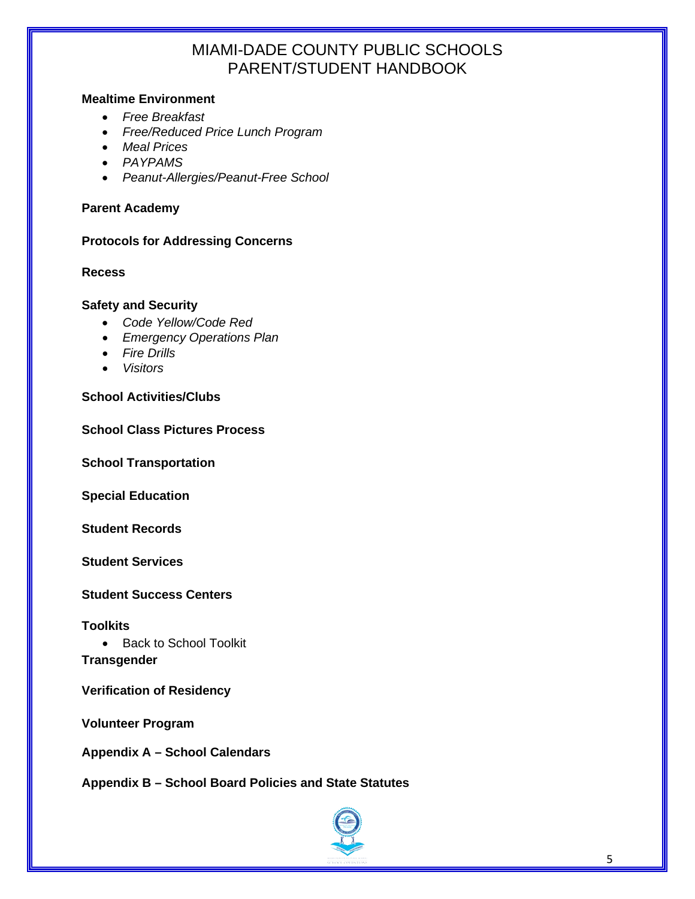**Mealtime Environment**

- *Free Breakfast*
- *Free/Reduced Price Lunch Program*
- *Meal Prices*
- *PAYPAMS*
- *Peanut-Allergies/Peanut-Free School*

**Parent Academy**

**Protocols for Addressing Concerns**

**Recess**

**Safety and Security**

- *Code Yellow/Code Red*
- *Emergency Operations Plan*
- *Fire Drills*
- *Visitors*

**School Activities/Clubs**

**School Class Pictures Process**

**School Transportation**

**Special Education**

**Student Records**

**Student Services**

**Student Success Centers**

**Toolkits**

- Back to School Toolkit

**Transgender**

**Verification of Residency**

**Volunteer Program**

**Appendix A – School Calendars**

**Appendix B – School Board Policies and State Statutes**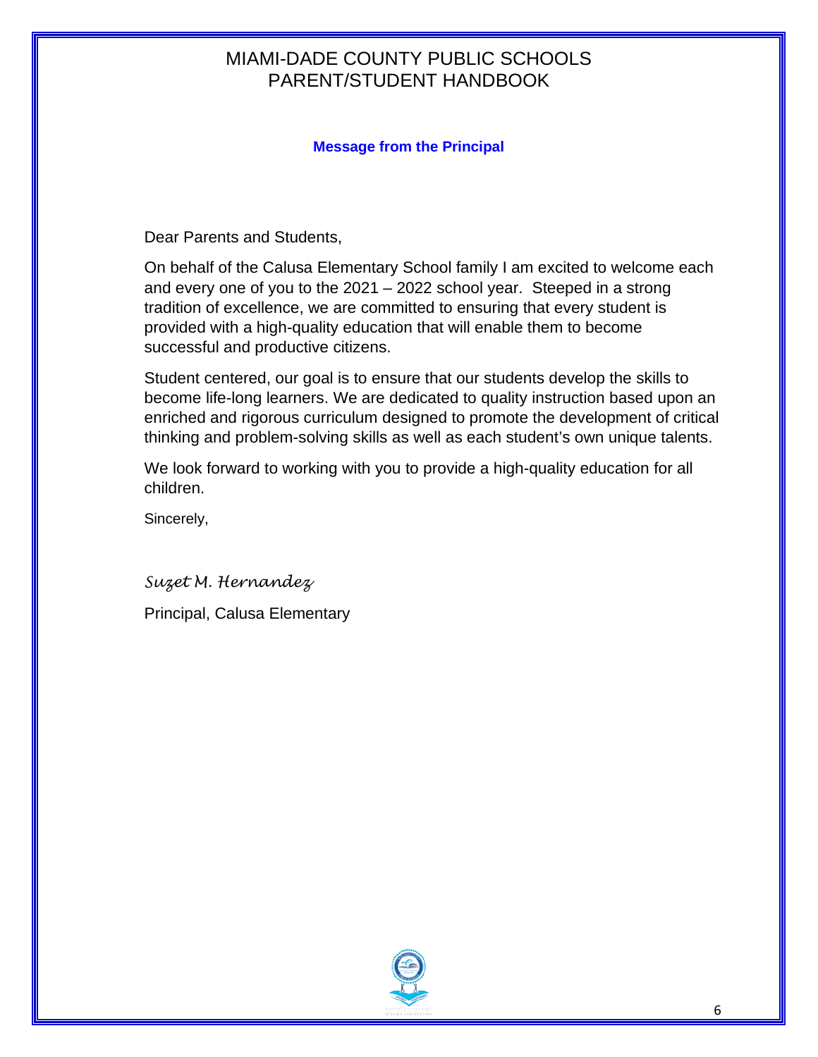# MIAMI-DADE COUNTY PUBLIC SCHOOLS
# PARENT/STUDENT HANDBOOK

**Message from the Principal**

Dear Parents and Students,

On behalf of the Calusa Elementary School family I am excited to welcome each and every one of you to the 2021 – 2022 school year. Steeped in a strong tradition of excellence, we are committed to ensuring that every student is provided with a high-quality education that will enable them to become successful and productive citizens.

Student centered, our goal is to ensure that our students develop the skills to become life-long learners. We are dedicated to quality instruction based upon an enriched and rigorous curriculum designed to promote the development of critical thinking and problem-solving skills as well as each student's own unique talents.

We look forward to working with you to provide a high-quality education for all children.

Sincerely,

*Suzet M. Hernandez*

Principal, Calusa Elementary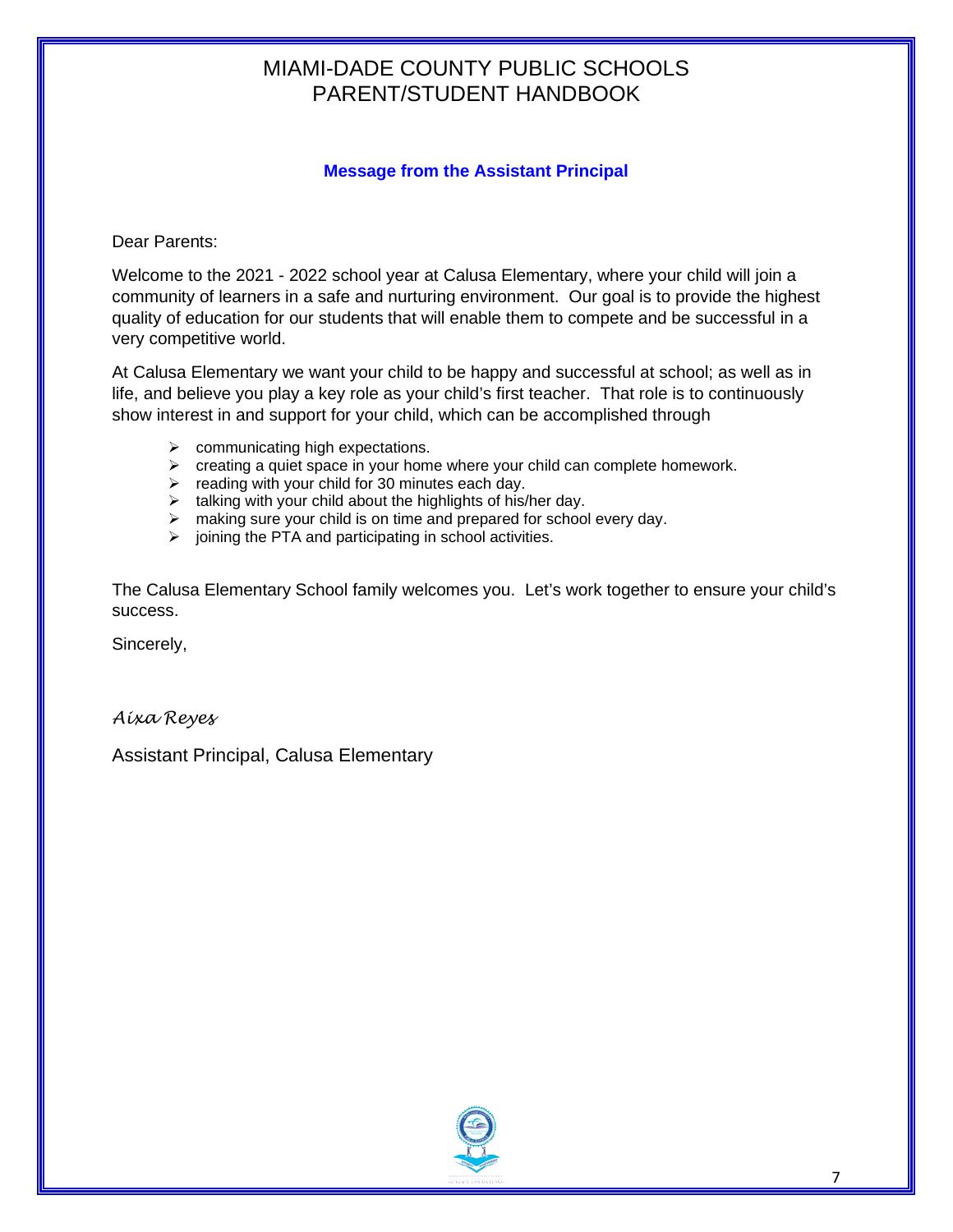# MIAMI-DADE COUNTY PUBLIC SCHOOLS
# PARENT/STUDENT HANDBOOK

## Message from the Assistant Principal

Dear Parents:

Welcome to the 2021 - 2022 school year at Calusa Elementary, where your child will join a community of learners in a safe and nurturing environment. Our goal is to provide the highest quality of education for our students that will enable them to compete and be successful in a very competitive world.

At Calusa Elementary we want your child to be happy and successful at school; as well as in life, and believe you play a key role as your child's first teacher. That role is to continuously show interest in and support for your child, which can be accomplished through

- communicating high expectations.
- creating a quiet space in your home where your child can complete homework.
- reading with your child for 30 minutes each day.
- talking with your child about the highlights of his/her day.
- making sure your child is on time and prepared for school every day.
- joining the PTA and participating in school activities.

The Calusa Elementary School family welcomes you. Let's work together to ensure your child's success.

Sincerely,

*Aixa Reyes*

Assistant Principal, Calusa Elementary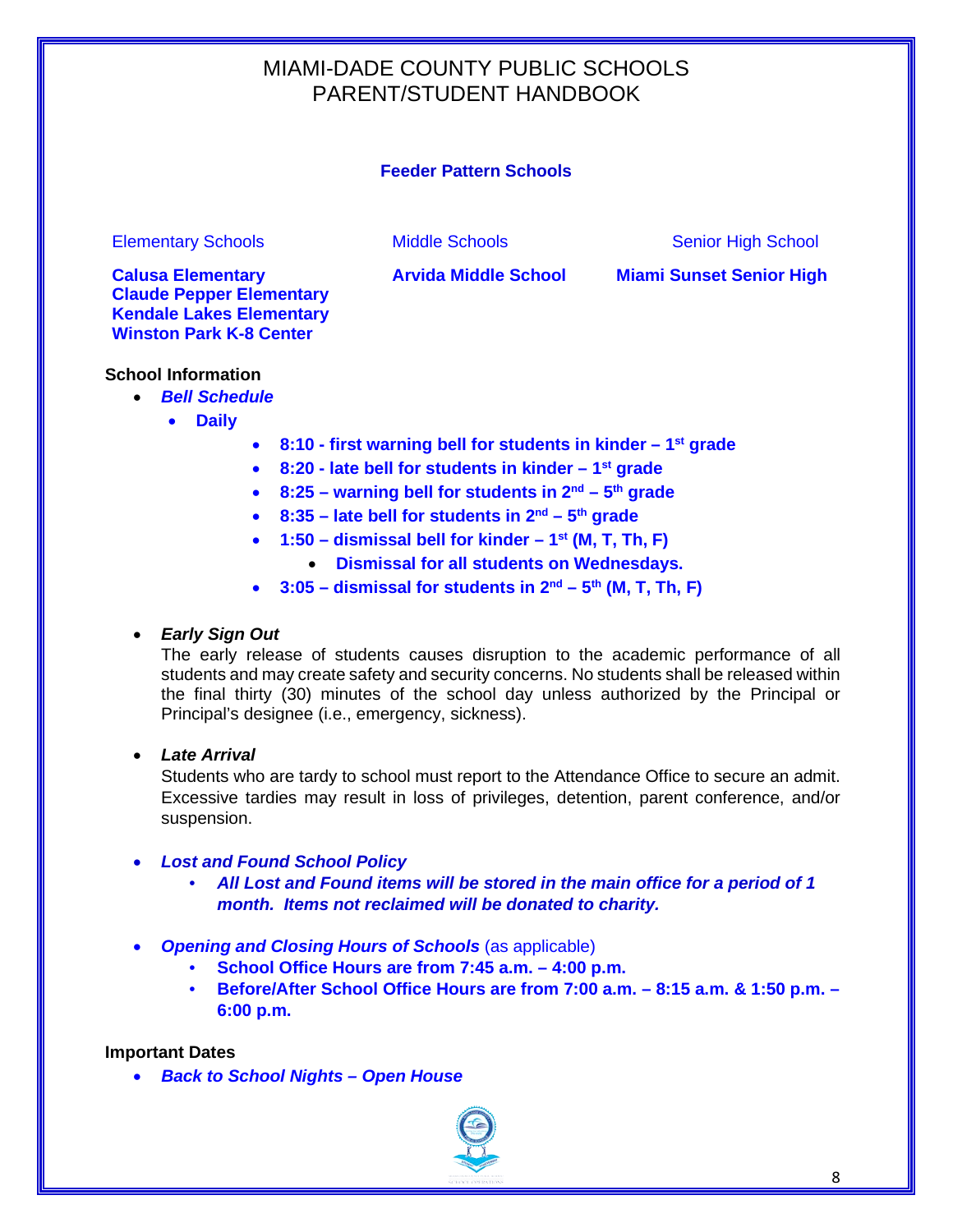# MIAMI-DADE COUNTY PUBLIC SCHOOLS
# PARENT/STUDENT HANDBOOK

## Feeder Pattern Schools

| Elementary Schools | Middle Schools | Senior High School |
| --- | --- | --- |
| **Calusa Elementary** | **Arvida Middle School** | **Miami Sunset Senior High** |
| **Claude Pepper Elementary** | | |
| **Kendale Lakes Elementary** | | |
| **Winston Park K-8 Center** | | |

**School Information**

- ***Bell Schedule***
  - **Daily**
    - **8:10 - first warning bell for students in kinder – 1st grade**
    - **8:20 - late bell for students in kinder – 1st grade**
    - **8:25 – warning bell for students in 2nd – 5th grade**
    - **8:35 – late bell for students in 2nd – 5th grade**
    - **1:50 – dismissal bell for kinder – 1st (M, T, Th, F)**
      - **Dismissal for all students on Wednesdays.**
    - **3:05 – dismissal for students in 2nd – 5th (M, T, Th, F)**

- ***Early Sign Out***
  The early release of students causes disruption to the academic performance of all students and may create safety and security concerns. No students shall be released within the final thirty (30) minutes of the school day unless authorized by the Principal or Principal's designee (i.e., emergency, sickness).

- ***Late Arrival***
  Students who are tardy to school must report to the Attendance Office to secure an admit. Excessive tardies may result in loss of privileges, detention, parent conference, and/or suspension.

- ***Lost and Found School Policy***
  - ***All Lost and Found items will be stored in the main office for a period of 1 month. Items not reclaimed will be donated to charity.***

- ***Opening and Closing Hours of Schools*** (as applicable)
  - **School Office Hours are from 7:45 a.m. – 4:00 p.m.**
  - **Before/After School Office Hours are from 7:00 a.m. – 8:15 a.m. & 1:50 p.m. – 6:00 p.m.**

**Important Dates**

- ***Back to School Nights – Open House***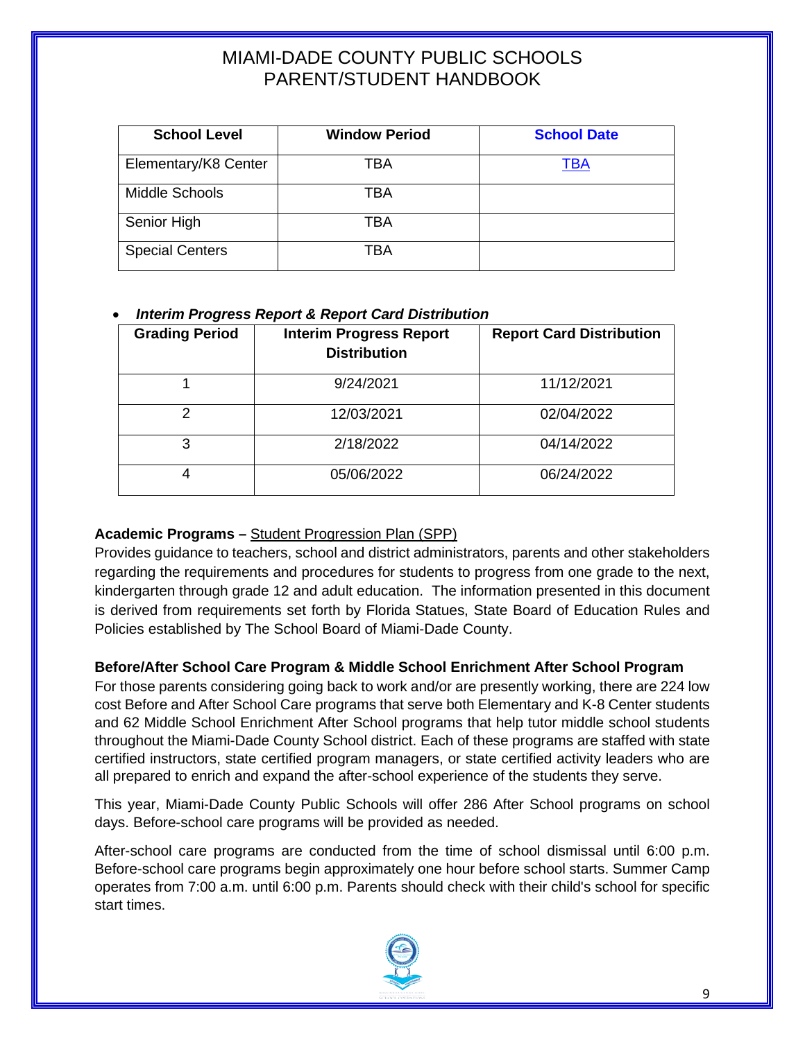# MIAMI-DADE COUNTY PUBLIC SCHOOLS PARENT/STUDENT HANDBOOK

| School Level | Window Period | School Date |
|---|---|---|
| Elementary/K8 Center | TBA | TBA |
| Middle Schools | TBA | |
| Senior High | TBA | |
| Special Centers | TBA | |

- ***Interim Progress Report & Report Card Distribution***

| Grading Period | Interim Progress Report Distribution | Report Card Distribution |
|---|---|---|
| 1 | 9/24/2021 | 11/12/2021 |
| 2 | 12/03/2021 | 02/04/2022 |
| 3 | 2/18/2022 | 04/14/2022 |
| 4 | 05/06/2022 | 06/24/2022 |

**Academic Programs –** Student Progression Plan (SPP)
Provides guidance to teachers, school and district administrators, parents and other stakeholders regarding the requirements and procedures for students to progress from one grade to the next, kindergarten through grade 12 and adult education. The information presented in this document is derived from requirements set forth by Florida Statues, State Board of Education Rules and Policies established by The School Board of Miami-Dade County.

**Before/After School Care Program & Middle School Enrichment After School Program**
For those parents considering going back to work and/or are presently working, there are 224 low cost Before and After School Care programs that serve both Elementary and K-8 Center students and 62 Middle School Enrichment After School programs that help tutor middle school students throughout the Miami-Dade County School district. Each of these programs are staffed with state certified instructors, state certified program managers, or state certified activity leaders who are all prepared to enrich and expand the after-school experience of the students they serve.

This year, Miami-Dade County Public Schools will offer 286 After School programs on school days. Before-school care programs will be provided as needed.

After-school care programs are conducted from the time of school dismissal until 6:00 p.m. Before-school care programs begin approximately one hour before school starts. Summer Camp operates from 7:00 a.m. until 6:00 p.m. Parents should check with their child's school for specific start times.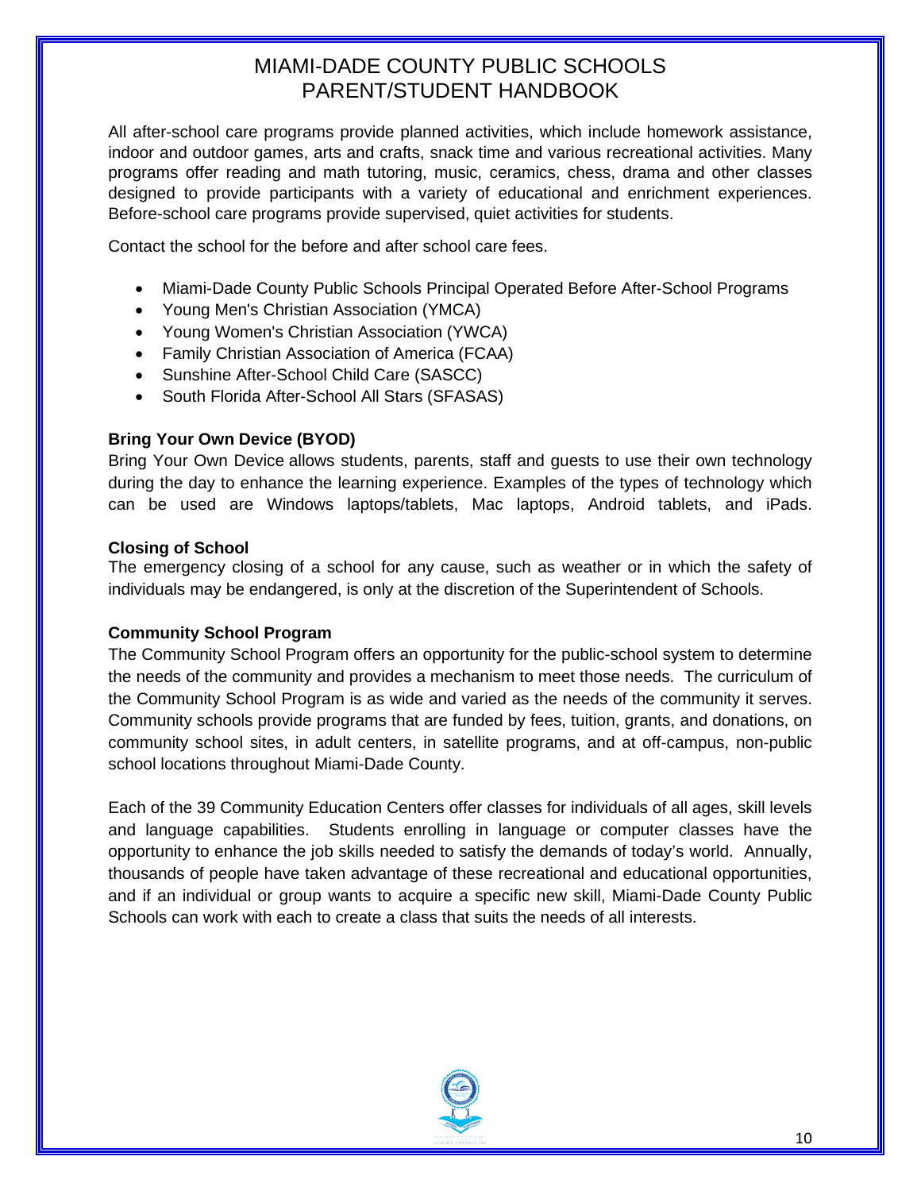All after-school care programs provide planned activities, which include homework assistance, indoor and outdoor games, arts and crafts, snack time and various recreational activities. Many programs offer reading and math tutoring, music, ceramics, chess, drama and other classes designed to provide participants with a variety of educational and enrichment experiences. Before-school care programs provide supervised, quiet activities for students.

Contact the school for the before and after school care fees.

- Miami-Dade County Public Schools Principal Operated Before After-School Programs
- Young Men's Christian Association (YMCA)
- Young Women's Christian Association (YWCA)
- Family Christian Association of America (FCAA)
- Sunshine After-School Child Care (SASCC)
- South Florida After-School All Stars (SFASAS)

**Bring Your Own Device (BYOD)**

Bring Your Own Device allows students, parents, staff and guests to use their own technology during the day to enhance the learning experience. Examples of the types of technology which can be used are Windows laptops/tablets, Mac laptops, Android tablets, and iPads.

**Closing of School**

The emergency closing of a school for any cause, such as weather or in which the safety of individuals may be endangered, is only at the discretion of the Superintendent of Schools.

**Community School Program**

The Community School Program offers an opportunity for the public-school system to determine the needs of the community and provides a mechanism to meet those needs. The curriculum of the Community School Program is as wide and varied as the needs of the community it serves. Community schools provide programs that are funded by fees, tuition, grants, and donations, on community school sites, in adult centers, in satellite programs, and at off-campus, non-public school locations throughout Miami-Dade County.

Each of the 39 Community Education Centers offer classes for individuals of all ages, skill levels and language capabilities. Students enrolling in language or computer classes have the opportunity to enhance the job skills needed to satisfy the demands of today's world. Annually, thousands of people have taken advantage of these recreational and educational opportunities, and if an individual or group wants to acquire a specific new skill, Miami-Dade County Public Schools can work with each to create a class that suits the needs of all interests.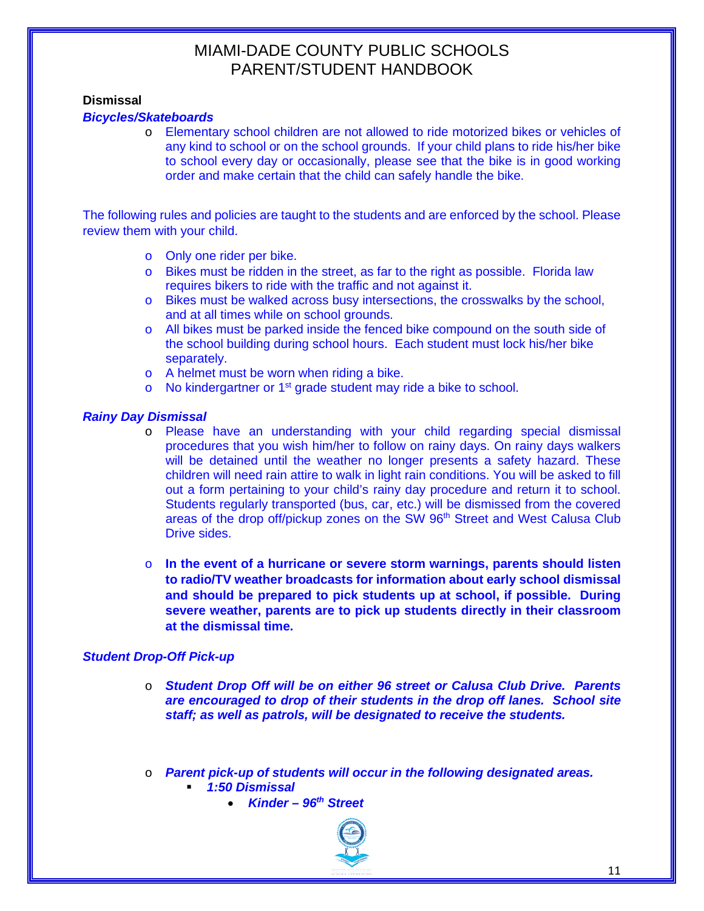## Dismissal

### *Bicycles/Skateboards*

- Elementary school children are not allowed to ride motorized bikes or vehicles of any kind to school or on the school grounds. If your child plans to ride his/her bike to school every day or occasionally, please see that the bike is in good working order and make certain that the child can safely handle the bike.

The following rules and policies are taught to the students and are enforced by the school. Please review them with your child.

- Only one rider per bike.
- Bikes must be ridden in the street, as far to the right as possible. Florida law requires bikers to ride with the traffic and not against it.
- Bikes must be walked across busy intersections, the crosswalks by the school, and at all times while on school grounds.
- All bikes must be parked inside the fenced bike compound on the south side of the school building during school hours. Each student must lock his/her bike separately.
- A helmet must be worn when riding a bike.
- No kindergartner or 1st grade student may ride a bike to school.

### *Rainy Day Dismissal*

- Please have an understanding with your child regarding special dismissal procedures that you wish him/her to follow on rainy days. On rainy days walkers will be detained until the weather no longer presents a safety hazard. These children will need rain attire to walk in light rain conditions. You will be asked to fill out a form pertaining to your child's rainy day procedure and return it to school. Students regularly transported (bus, car, etc.) will be dismissed from the covered areas of the drop off/pickup zones on the SW 96th Street and West Calusa Club Drive sides.

- **In the event of a hurricane or severe storm warnings, parents should listen to radio/TV weather broadcasts for information about early school dismissal and should be prepared to pick students up at school, if possible. During severe weather, parents are to pick up students directly in their classroom at the dismissal time.**

### *Student Drop-Off Pick-up*

- ***Student Drop Off will be on either 96 street or Calusa Club Drive. Parents are encouraged to drop of their students in the drop off lanes. School site staff; as well as patrols, will be designated to receive the students.***

- ***Parent pick-up of students will occur in the following designated areas.***
  - ***1:50 Dismissal***
    - ***Kinder – 96th Street***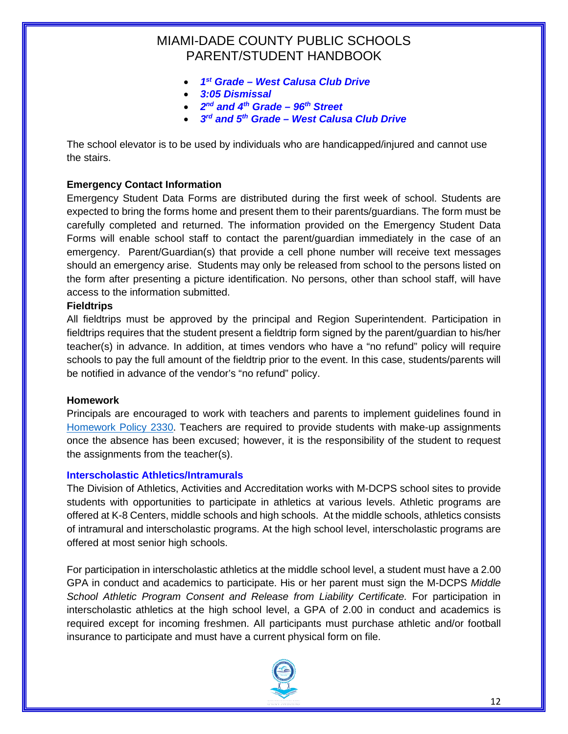- ***1st Grade – West Calusa Club Drive***
- ***3:05 Dismissal***
- ***2nd and 4th Grade – 96th Street***
- ***3rd and 5th Grade – West Calusa Club Drive***

The school elevator is to be used by individuals who are handicapped/injured and cannot use the stairs.

**Emergency Contact Information**

Emergency Student Data Forms are distributed during the first week of school. Students are expected to bring the forms home and present them to their parents/guardians. The form must be carefully completed and returned. The information provided on the Emergency Student Data Forms will enable school staff to contact the parent/guardian immediately in the case of an emergency. Parent/Guardian(s) that provide a cell phone number will receive text messages should an emergency arise. Students may only be released from school to the persons listed on the form after presenting a picture identification. No persons, other than school staff, will have access to the information submitted.

**Fieldtrips**

All fieldtrips must be approved by the principal and Region Superintendent. Participation in fieldtrips requires that the student present a fieldtrip form signed by the parent/guardian to his/her teacher(s) in advance. In addition, at times vendors who have a "no refund" policy will require schools to pay the full amount of the fieldtrip prior to the event. In this case, students/parents will be notified in advance of the vendor's "no refund" policy.

**Homework**

Principals are encouraged to work with teachers and parents to implement guidelines found in Homework Policy 2330. Teachers are required to provide students with make-up assignments once the absence has been excused; however, it is the responsibility of the student to request the assignments from the teacher(s).

**Interscholastic Athletics/Intramurals**

The Division of Athletics, Activities and Accreditation works with M-DCPS school sites to provide students with opportunities to participate in athletics at various levels. Athletic programs are offered at K-8 Centers, middle schools and high schools. At the middle schools, athletics consists of intramural and interscholastic programs. At the high school level, interscholastic programs are offered at most senior high schools.

For participation in interscholastic athletics at the middle school level, a student must have a 2.00 GPA in conduct and academics to participate. His or her parent must sign the M-DCPS *Middle School Athletic Program Consent and Release from Liability Certificate.* For participation in interscholastic athletics at the high school level, a GPA of 2.00 in conduct and academics is required except for incoming freshmen. All participants must purchase athletic and/or football insurance to participate and must have a current physical form on file.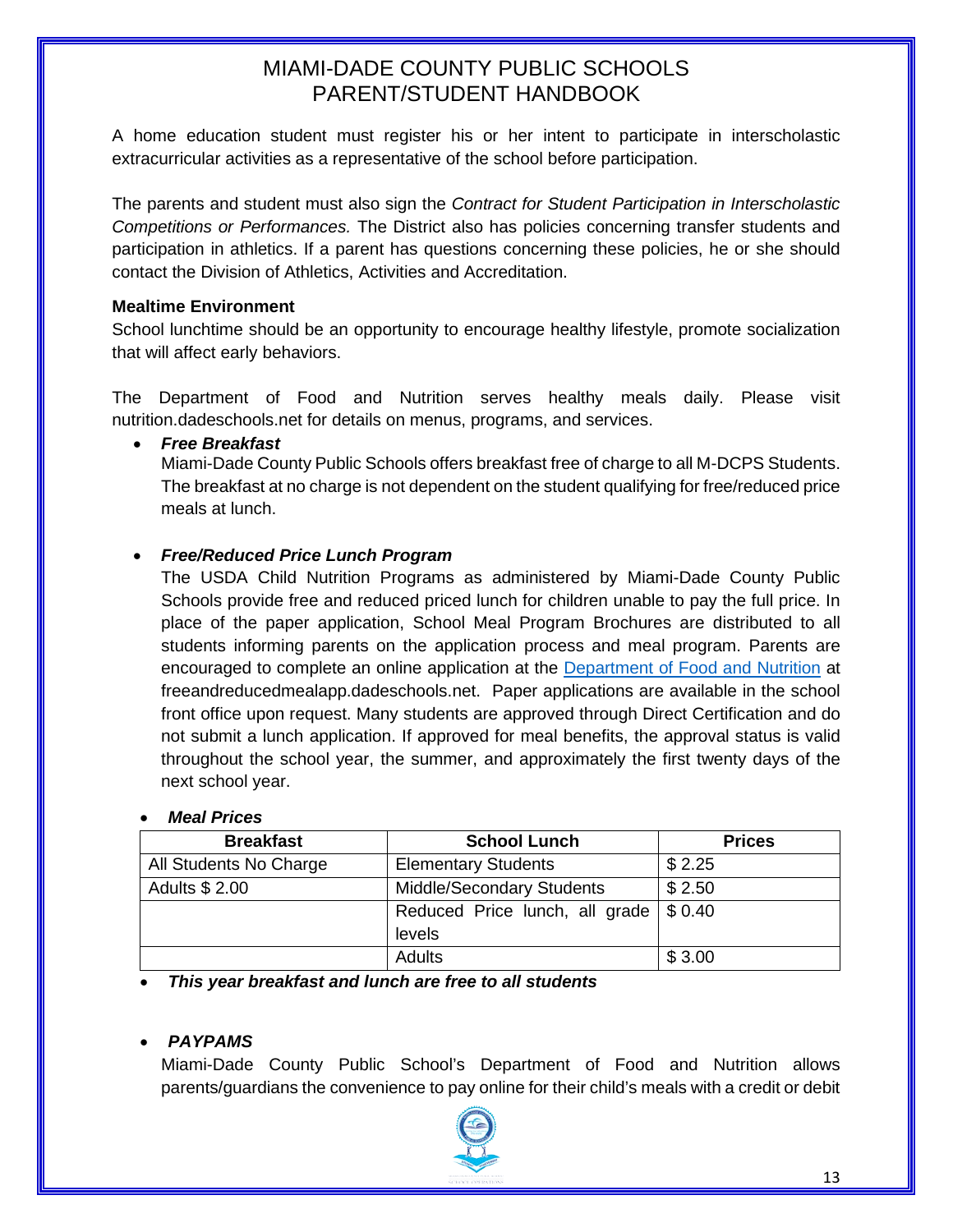A home education student must register his or her intent to participate in interscholastic extracurricular activities as a representative of the school before participation.

The parents and student must also sign the *Contract for Student Participation in Interscholastic Competitions or Performances.* The District also has policies concerning transfer students and participation in athletics. If a parent has questions concerning these policies, he or she should contact the Division of Athletics, Activities and Accreditation.

**Mealtime Environment**

School lunchtime should be an opportunity to encourage healthy lifestyle, promote socialization that will affect early behaviors.

The Department of Food and Nutrition serves healthy meals daily. Please visit nutrition.dadeschools.net for details on menus, programs, and services.

- ***Free Breakfast***

  Miami-Dade County Public Schools offers breakfast free of charge to all M-DCPS Students. The breakfast at no charge is not dependent on the student qualifying for free/reduced price meals at lunch.

- ***Free/Reduced Price Lunch Program***

  The USDA Child Nutrition Programs as administered by Miami-Dade County Public Schools provide free and reduced priced lunch for children unable to pay the full price. In place of the paper application, School Meal Program Brochures are distributed to all students informing parents on the application process and meal program. Parents are encouraged to complete an online application at the Department of Food and Nutrition at freeandreducedmealapp.dadeschools.net. Paper applications are available in the school front office upon request. Many students are approved through Direct Certification and do not submit a lunch application. If approved for meal benefits, the approval status is valid throughout the school year, the summer, and approximately the first twenty days of the next school year.

- ***Meal Prices***

| Breakfast | School Lunch | Prices |
|---|---|---|
| All Students No Charge | Elementary Students | $ 2.25 |
| Adults $ 2.00 | Middle/Secondary Students | $ 2.50 |
| | Reduced Price lunch, all grade levels | $ 0.40 |
| | Adults | $ 3.00 |

- ***This year breakfast and lunch are free to all students***

- ***PAYPAMS***

  Miami-Dade County Public School's Department of Food and Nutrition allows parents/guardians the convenience to pay online for their child's meals with a credit or debit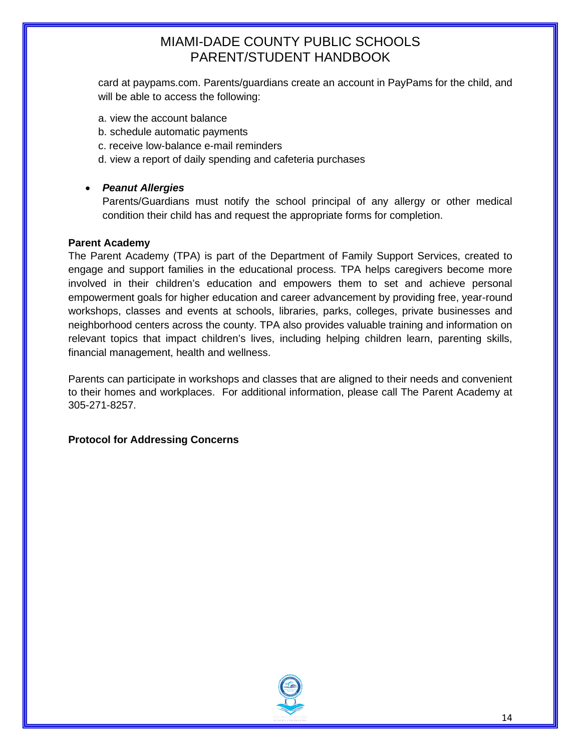card at paypams.com. Parents/guardians create an account in PayPams for the child, and will be able to access the following:

a. view the account balance
b. schedule automatic payments
c. receive low-balance e-mail reminders
d. view a report of daily spending and cafeteria purchases

- ***Peanut Allergies***
  Parents/Guardians must notify the school principal of any allergy or other medical condition their child has and request the appropriate forms for completion.

**Parent Academy**
The Parent Academy (TPA) is part of the Department of Family Support Services, created to engage and support families in the educational process. TPA helps caregivers become more involved in their children's education and empowers them to set and achieve personal empowerment goals for higher education and career advancement by providing free, year-round workshops, classes and events at schools, libraries, parks, colleges, private businesses and neighborhood centers across the county. TPA also provides valuable training and information on relevant topics that impact children's lives, including helping children learn, parenting skills, financial management, health and wellness.

Parents can participate in workshops and classes that are aligned to their needs and convenient to their homes and workplaces. For additional information, please call The Parent Academy at 305-271-8257.

**Protocol for Addressing Concerns**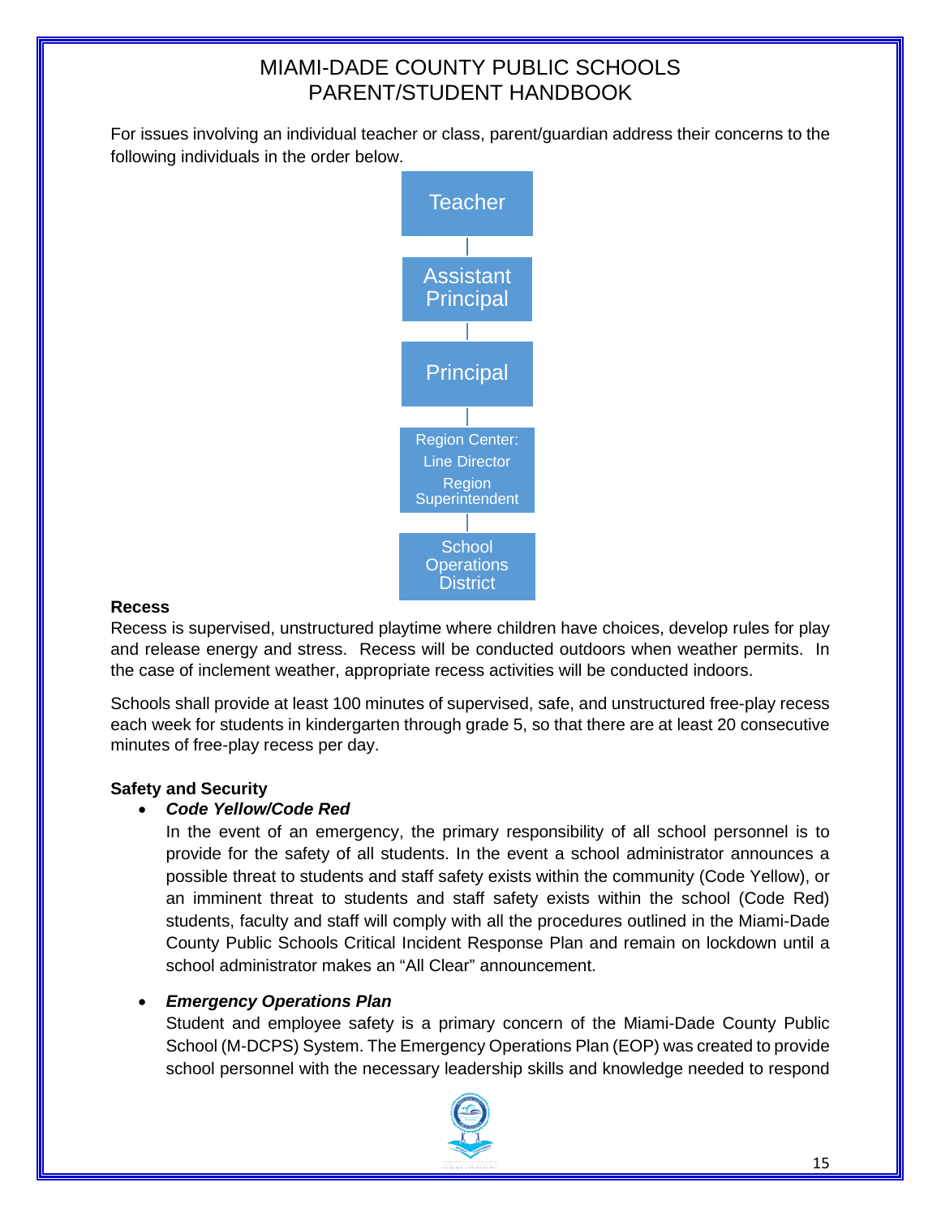For issues involving an individual teacher or class, parent/guardian address their concerns to the following individuals in the order below.

Teacher

Assistant Principal

Principal

Region Center: Line Director Region Superintendent

School Operations District

**Recess**

Recess is supervised, unstructured playtime where children have choices, develop rules for play and release energy and stress. Recess will be conducted outdoors when weather permits. In the case of inclement weather, appropriate recess activities will be conducted indoors.

Schools shall provide at least 100 minutes of supervised, safe, and unstructured free-play recess each week for students in kindergarten through grade 5, so that there are at least 20 consecutive minutes of free-play recess per day.

**Safety and Security**

- ***Code Yellow/Code Red***

  In the event of an emergency, the primary responsibility of all school personnel is to provide for the safety of all students. In the event a school administrator announces a possible threat to students and staff safety exists within the community (Code Yellow), or an imminent threat to students and staff safety exists within the school (Code Red) students, faculty and staff will comply with all the procedures outlined in the Miami-Dade County Public Schools Critical Incident Response Plan and remain on lockdown until a school administrator makes an "All Clear" announcement.

- ***Emergency Operations Plan***

  Student and employee safety is a primary concern of the Miami-Dade County Public School (M-DCPS) System. The Emergency Operations Plan (EOP) was created to provide school personnel with the necessary leadership skills and knowledge needed to respond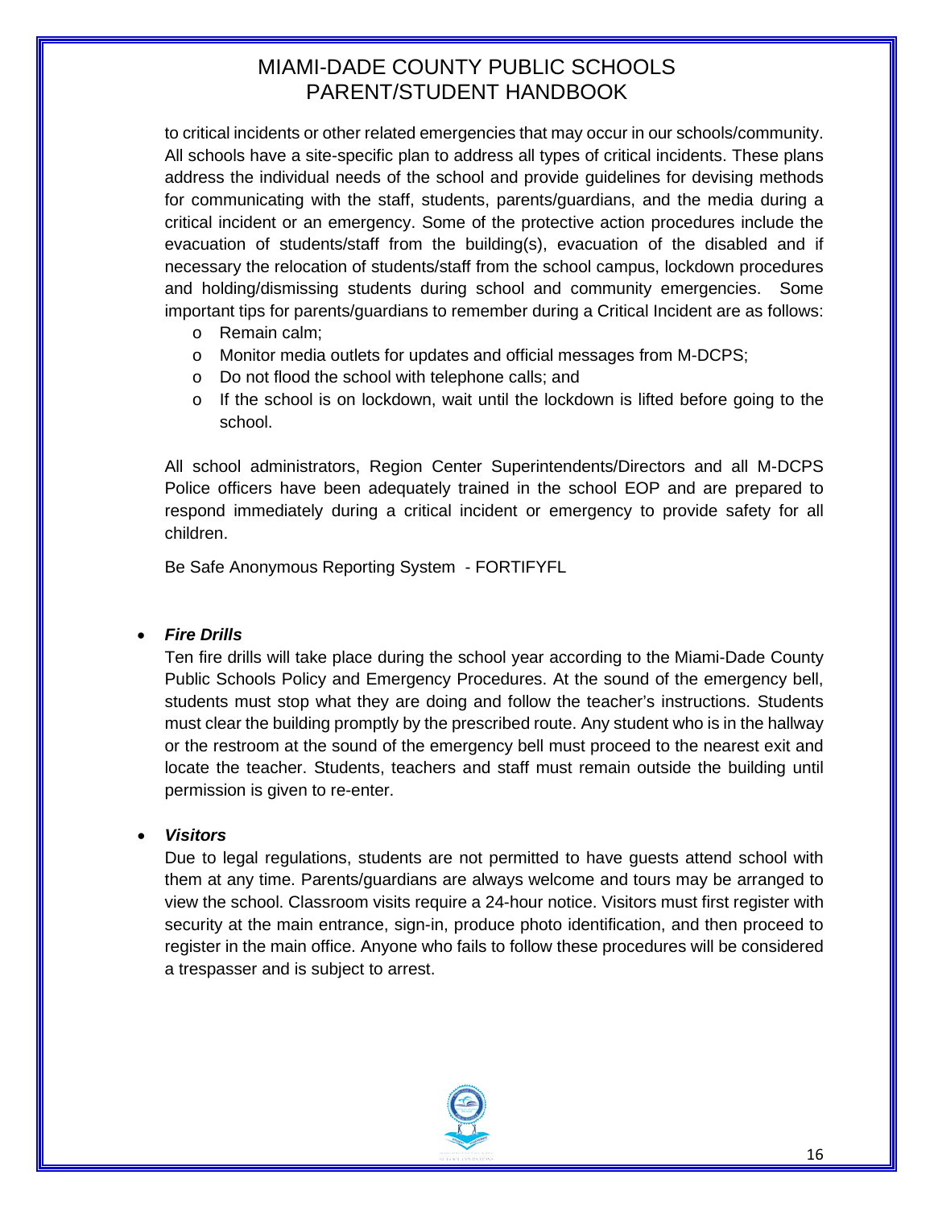to critical incidents or other related emergencies that may occur in our schools/community. All schools have a site-specific plan to address all types of critical incidents. These plans address the individual needs of the school and provide guidelines for devising methods for communicating with the staff, students, parents/guardians, and the media during a critical incident or an emergency. Some of the protective action procedures include the evacuation of students/staff from the building(s), evacuation of the disabled and if necessary the relocation of students/staff from the school campus, lockdown procedures and holding/dismissing students during school and community emergencies. Some important tips for parents/guardians to remember during a Critical Incident are as follows:

- Remain calm;
- Monitor media outlets for updates and official messages from M-DCPS;
- Do not flood the school with telephone calls; and
- If the school is on lockdown, wait until the lockdown is lifted before going to the school.

All school administrators, Region Center Superintendents/Directors and all M-DCPS Police officers have been adequately trained in the school EOP and are prepared to respond immediately during a critical incident or emergency to provide safety for all children.

Be Safe Anonymous Reporting System - FORTIFYFL

- ***Fire Drills***

  Ten fire drills will take place during the school year according to the Miami-Dade County Public Schools Policy and Emergency Procedures. At the sound of the emergency bell, students must stop what they are doing and follow the teacher's instructions. Students must clear the building promptly by the prescribed route. Any student who is in the hallway or the restroom at the sound of the emergency bell must proceed to the nearest exit and locate the teacher. Students, teachers and staff must remain outside the building until permission is given to re-enter.

- ***Visitors***

  Due to legal regulations, students are not permitted to have guests attend school with them at any time. Parents/guardians are always welcome and tours may be arranged to view the school. Classroom visits require a 24-hour notice. Visitors must first register with security at the main entrance, sign-in, produce photo identification, and then proceed to register in the main office. Anyone who fails to follow these procedures will be considered a trespasser and is subject to arrest.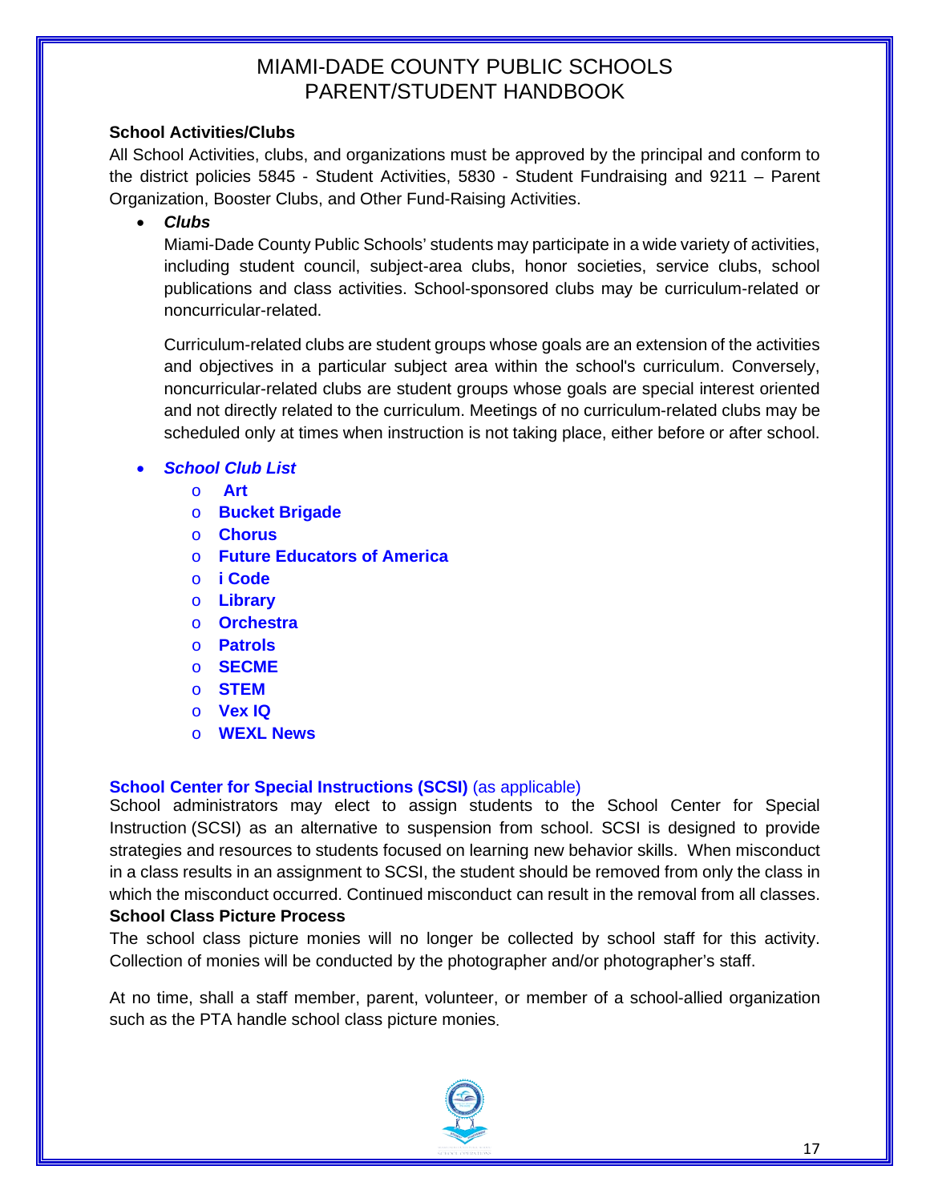### School Activities/Clubs

All School Activities, clubs, and organizations must be approved by the principal and conform to the district policies 5845 - Student Activities, 5830 - Student Fundraising and 9211 – Parent Organization, Booster Clubs, and Other Fund-Raising Activities.

- ***Clubs***

  Miami-Dade County Public Schools' students may participate in a wide variety of activities, including student council, subject-area clubs, honor societies, service clubs, school publications and class activities. School-sponsored clubs may be curriculum-related or noncurricular-related.

  Curriculum-related clubs are student groups whose goals are an extension of the activities and objectives in a particular subject area within the school's curriculum. Conversely, noncurricular-related clubs are student groups whose goals are special interest oriented and not directly related to the curriculum. Meetings of no curriculum-related clubs may be scheduled only at times when instruction is not taking place, either before or after school.

- ***School Club List***
  - **Art**
  - **Bucket Brigade**
  - **Chorus**
  - **Future Educators of America**
  - **i Code**
  - **Library**
  - **Orchestra**
  - **Patrols**
  - **SECME**
  - **STEM**
  - **Vex IQ**
  - **WEXL News**

### School Center for Special Instructions (SCSI) (as applicable)

School administrators may elect to assign students to the School Center for Special Instruction (SCSI) as an alternative to suspension from school. SCSI is designed to provide strategies and resources to students focused on learning new behavior skills. When misconduct in a class results in an assignment to SCSI, the student should be removed from only the class in which the misconduct occurred. Continued misconduct can result in the removal from all classes.

### School Class Picture Process

The school class picture monies will no longer be collected by school staff for this activity. Collection of monies will be conducted by the photographer and/or photographer's staff.

At no time, shall a staff member, parent, volunteer, or member of a school-allied organization such as the PTA handle school class picture monies.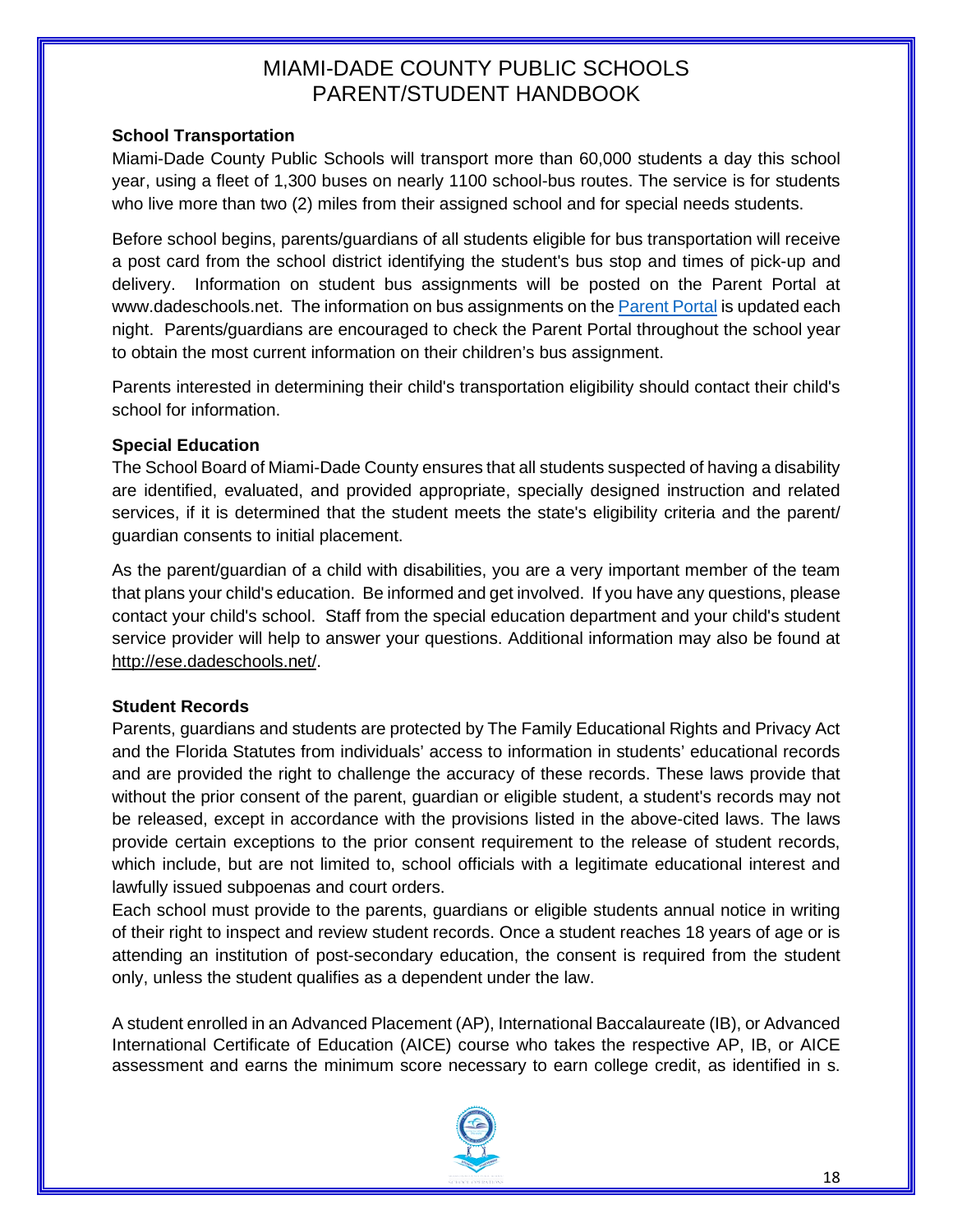### School Transportation

Miami-Dade County Public Schools will transport more than 60,000 students a day this school year, using a fleet of 1,300 buses on nearly 1100 school-bus routes. The service is for students who live more than two (2) miles from their assigned school and for special needs students.

Before school begins, parents/guardians of all students eligible for bus transportation will receive a post card from the school district identifying the student's bus stop and times of pick-up and delivery. Information on student bus assignments will be posted on the Parent Portal at www.dadeschools.net. The information on bus assignments on the Parent Portal is updated each night. Parents/guardians are encouraged to check the Parent Portal throughout the school year to obtain the most current information on their children's bus assignment.

Parents interested in determining their child's transportation eligibility should contact their child's school for information.

### Special Education

The School Board of Miami-Dade County ensures that all students suspected of having a disability are identified, evaluated, and provided appropriate, specially designed instruction and related services, if it is determined that the student meets the state's eligibility criteria and the parent/ guardian consents to initial placement.

As the parent/guardian of a child with disabilities, you are a very important member of the team that plans your child's education. Be informed and get involved. If you have any questions, please contact your child's school. Staff from the special education department and your child's student service provider will help to answer your questions. Additional information may also be found at http://ese.dadeschools.net/.

### Student Records

Parents, guardians and students are protected by The Family Educational Rights and Privacy Act and the Florida Statutes from individuals' access to information in students' educational records and are provided the right to challenge the accuracy of these records. These laws provide that without the prior consent of the parent, guardian or eligible student, a student's records may not be released, except in accordance with the provisions listed in the above-cited laws. The laws provide certain exceptions to the prior consent requirement to the release of student records, which include, but are not limited to, school officials with a legitimate educational interest and lawfully issued subpoenas and court orders.

Each school must provide to the parents, guardians or eligible students annual notice in writing of their right to inspect and review student records. Once a student reaches 18 years of age or is attending an institution of post-secondary education, the consent is required from the student only, unless the student qualifies as a dependent under the law.

A student enrolled in an Advanced Placement (AP), International Baccalaureate (IB), or Advanced International Certificate of Education (AICE) course who takes the respective AP, IB, or AICE assessment and earns the minimum score necessary to earn college credit, as identified in s.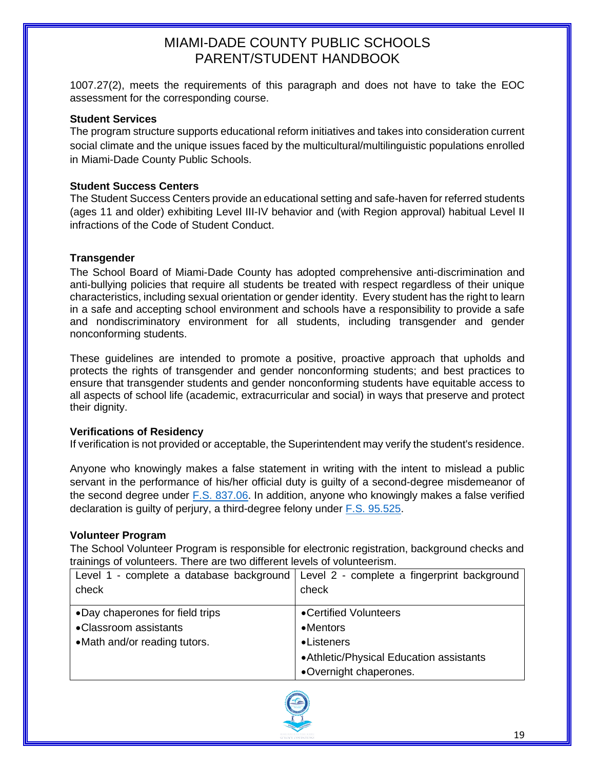1007.27(2), meets the requirements of this paragraph and does not have to take the EOC assessment for the corresponding course.

**Student Services**
The program structure supports educational reform initiatives and takes into consideration current social climate and the unique issues faced by the multicultural/multilinguistic populations enrolled in Miami-Dade County Public Schools.

**Student Success Centers**
The Student Success Centers provide an educational setting and safe-haven for referred students (ages 11 and older) exhibiting Level III-IV behavior and (with Region approval) habitual Level II infractions of the Code of Student Conduct.

**Transgender**
The School Board of Miami-Dade County has adopted comprehensive anti-discrimination and anti-bullying policies that require all students be treated with respect regardless of their unique characteristics, including sexual orientation or gender identity. Every student has the right to learn in a safe and accepting school environment and schools have a responsibility to provide a safe and nondiscriminatory environment for all students, including transgender and gender nonconforming students.

These guidelines are intended to promote a positive, proactive approach that upholds and protects the rights of transgender and gender nonconforming students; and best practices to ensure that transgender students and gender nonconforming students have equitable access to all aspects of school life (academic, extracurricular and social) in ways that preserve and protect their dignity.

**Verifications of Residency**
If verification is not provided or acceptable, the Superintendent may verify the student's residence.

Anyone who knowingly makes a false statement in writing with the intent to mislead a public servant in the performance of his/her official duty is guilty of a second-degree misdemeanor of the second degree under F.S. 837.06. In addition, anyone who knowingly makes a false verified declaration is guilty of perjury, a third-degree felony under F.S. 95.525.

**Volunteer Program**
The School Volunteer Program is responsible for electronic registration, background checks and trainings of volunteers. There are two different levels of volunteerism.

| Level 1 - complete a database background check | Level 2 - complete a fingerprint background check |
|---|---|
| • Day chaperones for field trips<br>• Classroom assistants<br>• Math and/or reading tutors. | • Certified Volunteers<br>• Mentors<br>• Listeners<br>• Athletic/Physical Education assistants<br>• Overnight chaperones. |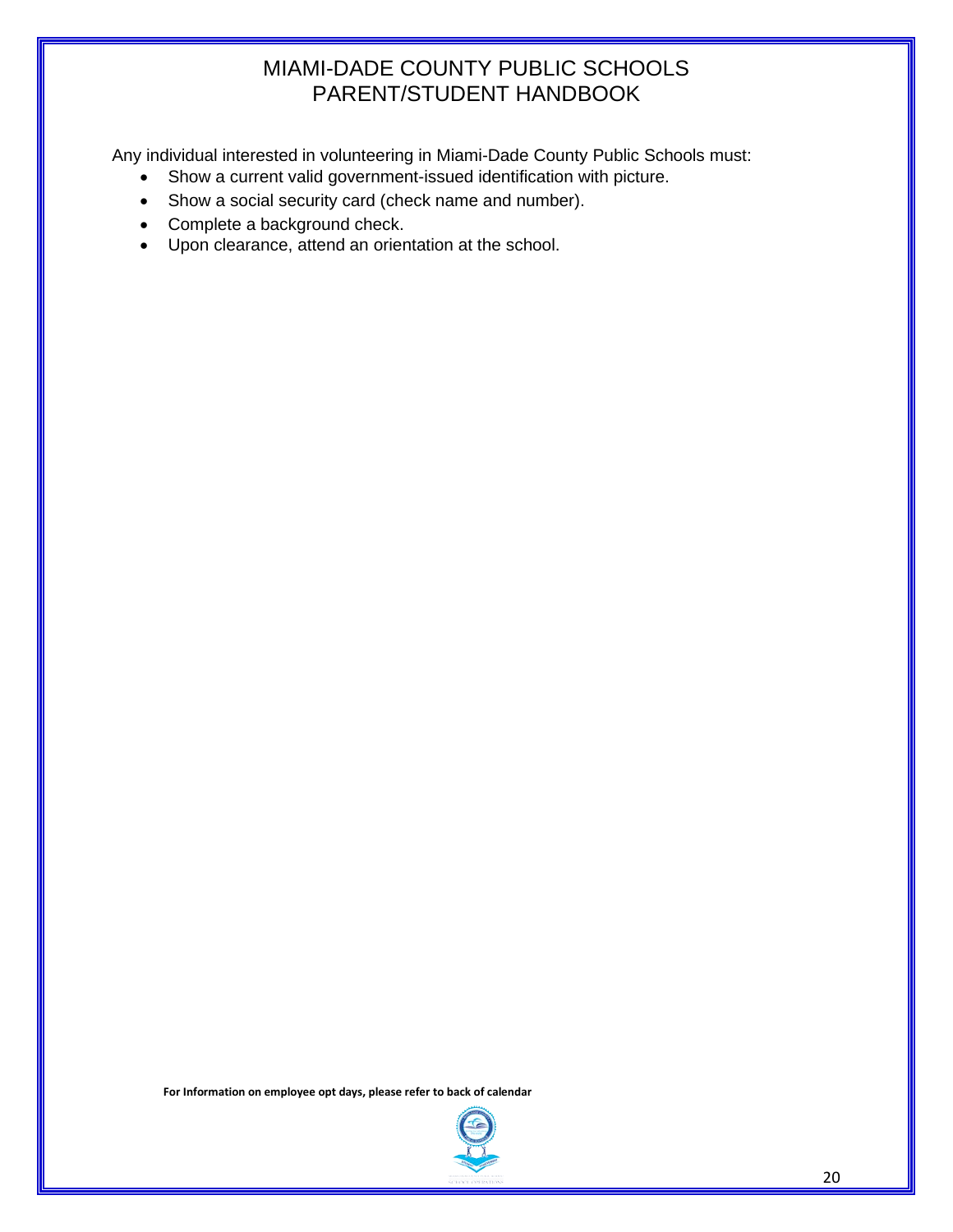Any individual interested in volunteering in Miami-Dade County Public Schools must:

- Show a current valid government-issued identification with picture.
- Show a social security card (check name and number).
- Complete a background check.
- Upon clearance, attend an orientation at the school.

**For Information on employee opt days, please refer to back of calendar**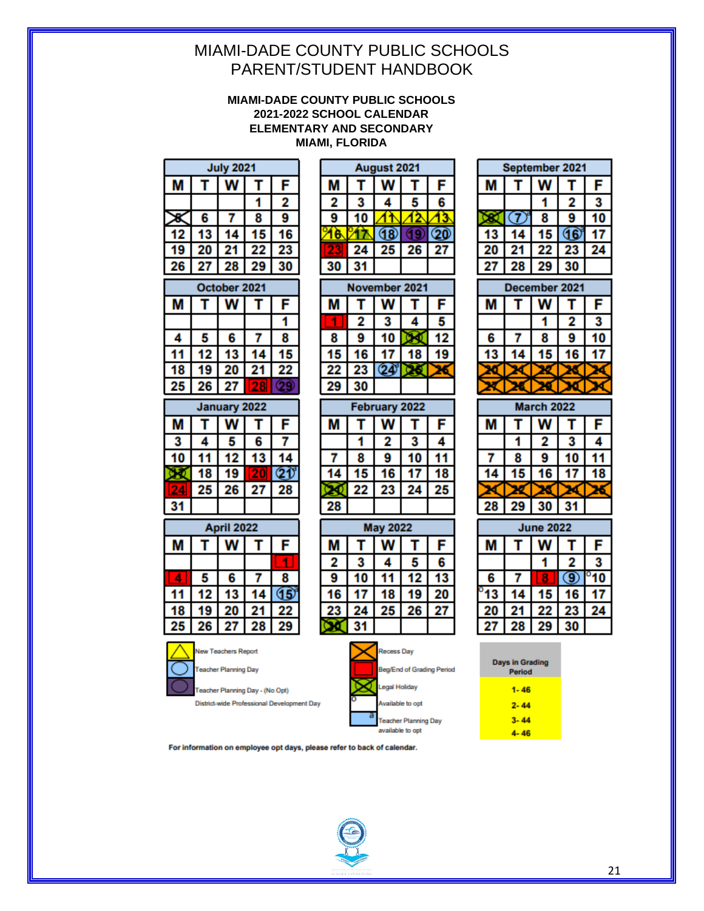MIAMI-DADE COUNTY PUBLIC SCHOOLS
PARENT/STUDENT HANDBOOK

**MIAMI-DADE COUNTY PUBLIC SCHOOLS**
**2021-2022 SCHOOL CALENDAR**
**ELEMENTARY AND SECONDARY**
**MIAMI, FLORIDA**

**July 2021**

| M | T | W | T | F |
|---|---|---|---|---|
| | | | 1 | 2 |
| 5 | 6 | 7 | 8 | 9 |
| 12 | 13 | 14 | 15 | 16 |
| 19 | 20 | 21 | 22 | 23 |
| 26 | 27 | 28 | 29 | 30 |

**August 2021**

| M | T | W | T | F |
|---|---|---|---|---|
| 2 | 3 | 4 | 5 | 6 |
| 9 | 10 | 11 | 12 | 13 |
| 16 | 17 | 18 | 19 | 20 |
| 23 | 24 | 25 | 26 | 27 |
| 30 | 31 | | | |

**September 2021**

| M | T | W | T | F |
|---|---|---|---|---|
| | | 1 | 2 | 3 |
| 6 | 7 | 8 | 9 | 10 |
| 13 | 14 | 15 | 16 | 17 |
| 20 | 21 | 22 | 23 | 24 |
| 27 | 28 | 29 | 30 | |

**October 2021**

| M | T | W | T | F |
|---|---|---|---|---|
| | | | | 1 |
| 4 | 5 | 6 | 7 | 8 |
| 11 | 12 | 13 | 14 | 15 |
| 18 | 19 | 20 | 21 | 22 |
| 25 | 26 | 27 | 28 | 29 |

**November 2021**

| M | T | W | T | F |
|---|---|---|---|---|
| 1 | 2 | 3 | 4 | 5 |
| 8 | 9 | 10 | 11 | 12 |
| 15 | 16 | 17 | 18 | 19 |
| 22 | 23 | 24 | 25 | 26 |
| 29 | 30 | | | |

**December 2021**

| M | T | W | T | F |
|---|---|---|---|---|
| | | 1 | 2 | 3 |
| 6 | 7 | 8 | 9 | 10 |
| 13 | 14 | 15 | 16 | 17 |
| 20 | 21 | 22 | 23 | 24 |
| 27 | 28 | 29 | 30 | 31 |

**January 2022**

| M | T | W | T | F |
|---|---|---|---|---|
| 3 | 4 | 5 | 6 | 7 |
| 10 | 11 | 12 | 13 | 14 |
| 17 | 18 | 19 | 20 | 21 |
| 24 | 25 | 26 | 27 | 28 |
| 31 | | | | |

**February 2022**

| M | T | W | T | F |
|---|---|---|---|---|
| | 1 | 2 | 3 | 4 |
| 7 | 8 | 9 | 10 | 11 |
| 14 | 15 | 16 | 17 | 18 |
| 21 | 22 | 23 | 24 | 25 |
| 28 | | | | |

**March 2022**

| M | T | W | T | F |
|---|---|---|---|---|
| | 1 | 2 | 3 | 4 |
| 7 | 8 | 9 | 10 | 11 |
| 14 | 15 | 16 | 17 | 18 |
| 21 | 22 | 23 | 24 | 25 |
| 28 | 29 | 30 | 31 | |

**April 2022**

| M | T | W | T | F |
|---|---|---|---|---|
| | | | | 1 |
| 4 | 5 | 6 | 7 | 8 |
| 11 | 12 | 13 | 14 | 15 |
| 18 | 19 | 20 | 21 | 22 |
| 25 | 26 | 27 | 28 | 29 |

**May 2022**

| M | T | W | T | F |
|---|---|---|---|---|
| 2 | 3 | 4 | 5 | 6 |
| 9 | 10 | 11 | 12 | 13 |
| 16 | 17 | 18 | 19 | 20 |
| 23 | 24 | 25 | 26 | 27 |
| 30 | 31 | | | |

**June 2022**

| M | T | W | T | F |
|---|---|---|---|---|
| | | 1 | 2 | 3 |
| 6 | 7 | 8 | 9 | 10 |
| 13 | 14 | 15 | 16 | 17 |
| 20 | 21 | 22 | 23 | 24 |
| 27 | 28 | 29 | 30 | |

Legend:
- New Teachers Report
- Teacher Planning Day
- Teacher Planning Day - (No Opt) District-wide Professional Development Day
- Recess Day
- Beg/End of Grading Period
- Legal Holiday
- Available to opt
- Teacher Planning Day available to opt

| Days in Grading Period |
|---|
| 1- 46 |
| 2- 44 |
| 3- 44 |
| 4- 46 |

**For information on employee opt days, please refer to back of calendar.**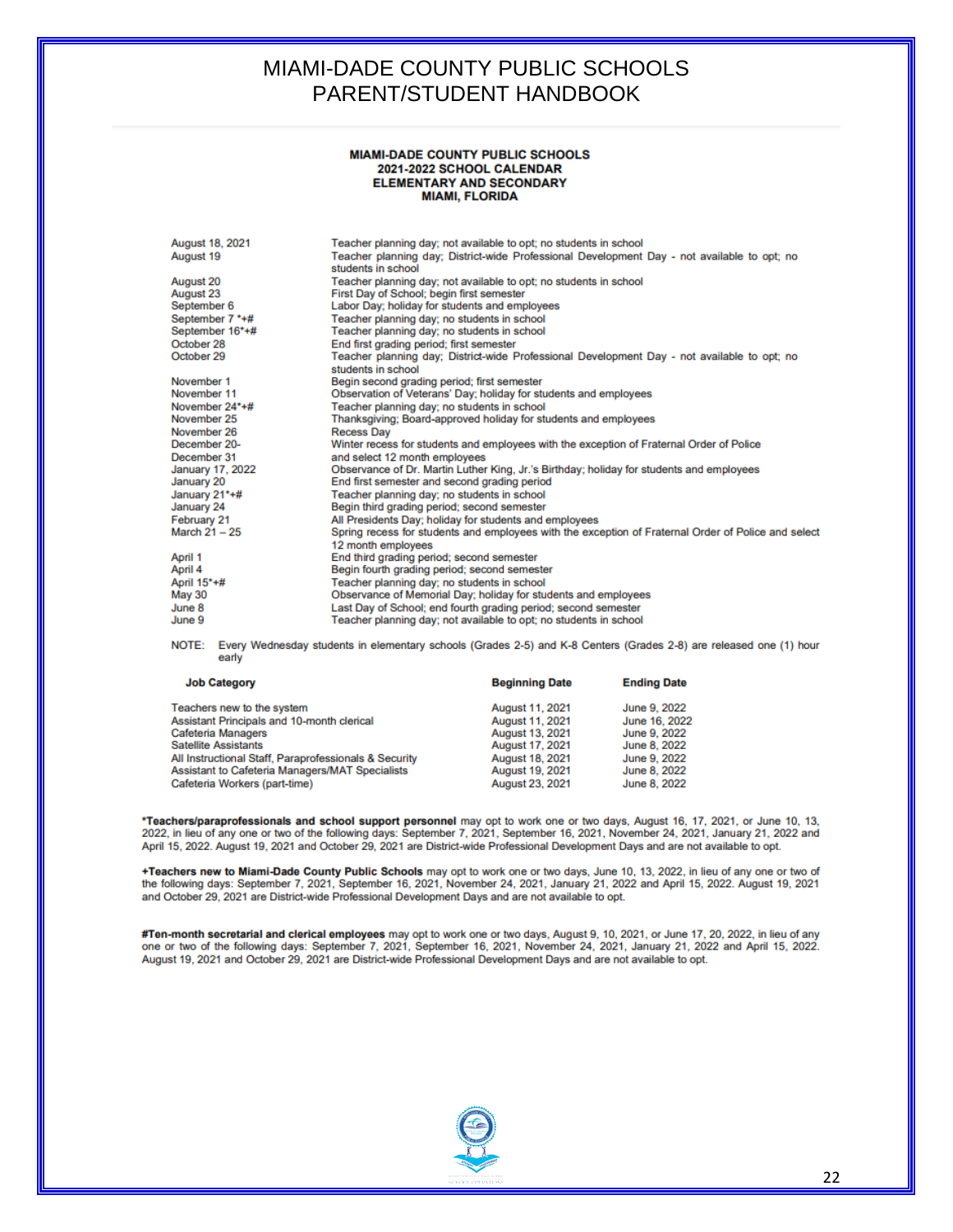# MIAMI-DADE COUNTY PUBLIC SCHOOLS
# PARENT/STUDENT HANDBOOK

**MIAMI-DADE COUNTY PUBLIC SCHOOLS**
**2021-2022 SCHOOL CALENDAR**
**ELEMENTARY AND SECONDARY**
**MIAMI, FLORIDA**

| | |
|---|---|
| August 18, 2021 | Teacher planning day; not available to opt; no students in school |
| August 19 | Teacher planning day; District-wide Professional Development Day - not available to opt; no students in school |
| August 20 | Teacher planning day; not available to opt; no students in school |
| August 23 | First Day of School; begin first semester |
| September 6 | Labor Day; holiday for students and employees |
| September 7 *+# | Teacher planning day; no students in school |
| September 16*+# | Teacher planning day; no students in school |
| October 28 | End first grading period; first semester |
| October 29 | Teacher planning day; District-wide Professional Development Day - not available to opt; no students in school |
| November 1 | Begin second grading period; first semester |
| November 11 | Observation of Veterans' Day; holiday for students and employees |
| November 24*+# | Teacher planning day; no students in school |
| November 25 | Thanksgiving; Board-approved holiday for students and employees |
| November 26 | Recess Day |
| December 20- December 31 | Winter recess for students and employees with the exception of Fraternal Order of Police and select 12 month employees |
| January 17, 2022 | Observance of Dr. Martin Luther King, Jr.'s Birthday; holiday for students and employees |
| January 20 | End first semester and second grading period |
| January 21*+# | Teacher planning day; no students in school |
| January 24 | Begin third grading period; second semester |
| February 21 | All Presidents Day; holiday for students and employees |
| March 21 – 25 | Spring recess for students and employees with the exception of Fraternal Order of Police and select 12 month employees |
| April 1 | End third grading period; second semester |
| April 4 | Begin fourth grading period; second semester |
| April 15*+# | Teacher planning day; no students in school |
| May 30 | Observance of Memorial Day; holiday for students and employees |
| June 8 | Last Day of School; end fourth grading period; second semester |
| June 9 | Teacher planning day; not available to opt; no students in school |

NOTE: Every Wednesday students in elementary schools (Grades 2-5) and K-8 Centers (Grades 2-8) are released one (1) hour early

| Job Category | Beginning Date | Ending Date |
|---|---|---|
| Teachers new to the system | August 11, 2021 | June 9, 2022 |
| Assistant Principals and 10-month clerical | August 11, 2021 | June 16, 2022 |
| Cafeteria Managers | August 13, 2021 | June 9, 2022 |
| Satellite Assistants | August 17, 2021 | June 8, 2022 |
| All Instructional Staff, Paraprofessionals & Security | August 18, 2021 | June 9, 2022 |
| Assistant to Cafeteria Managers/MAT Specialists | August 19, 2021 | June 8, 2022 |
| Cafeteria Workers (part-time) | August 23, 2021 | June 8, 2022 |

***Teachers/paraprofessionals and school support personnel** may opt to work one or two days, August 16, 17, 2021, or June 10, 13, 2022, in lieu of any one or two of the following days: September 7, 2021, September 16, 2021, November 24, 2021, January 21, 2022 and April 15, 2022. August 19, 2021 and October 29, 2021 are District-wide Professional Development Days and are not available to opt.

**+Teachers new to Miami-Dade County Public Schools** may opt to work one or two days, June 10, 13, 2022, in lieu of any one or two of the following days: September 7, 2021, September 16, 2021, November 24, 2021, January 21, 2022 and April 15, 2022. August 19, 2021 and October 29, 2021 are District-wide Professional Development Days and are not available to opt.

**#Ten-month secretarial and clerical employees** may opt to work one or two days, August 9, 10, 2021, or June 17, 20, 2022, in lieu of any one or two of the following days: September 7, 2021, September 16, 2021, November 24, 2021, January 21, 2022 and April 15, 2022. August 19, 2021 and October 29, 2021 are District-wide Professional Development Days and are not available to opt.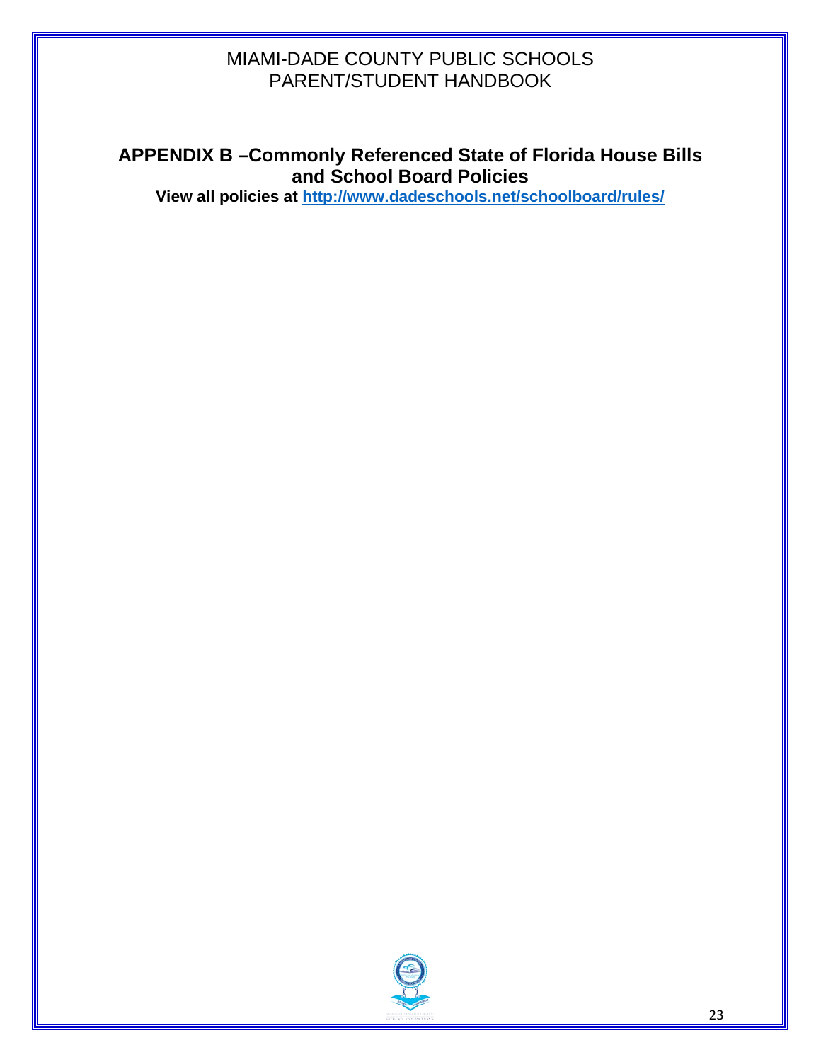## APPENDIX B –Commonly Referenced State of Florida House Bills and School Board Policies

**View all policies at [http://www.dadeschools.net/schoolboard/rules/](http://www.dadeschools.net/schoolboard/rules/)**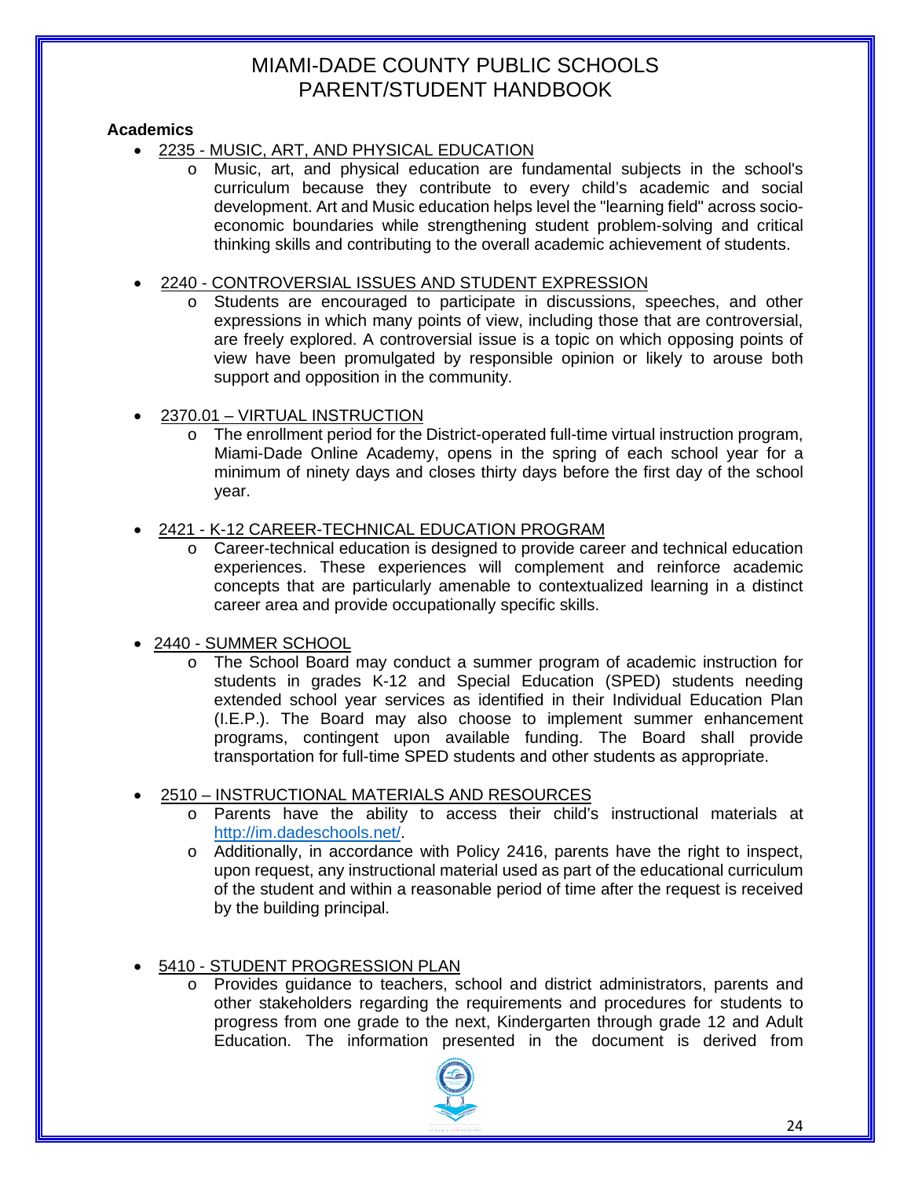# MIAMI-DADE COUNTY PUBLIC SCHOOLS PARENT/STUDENT HANDBOOK

**Academics**

- 2235 - MUSIC, ART, AND PHYSICAL EDUCATION
  - Music, art, and physical education are fundamental subjects in the school's curriculum because they contribute to every child's academic and social development. Art and Music education helps level the "learning field" across socio-economic boundaries while strengthening student problem-solving and critical thinking skills and contributing to the overall academic achievement of students.

- 2240 - CONTROVERSIAL ISSUES AND STUDENT EXPRESSION
  - Students are encouraged to participate in discussions, speeches, and other expressions in which many points of view, including those that are controversial, are freely explored. A controversial issue is a topic on which opposing points of view have been promulgated by responsible opinion or likely to arouse both support and opposition in the community.

- 2370.01 – VIRTUAL INSTRUCTION
  - The enrollment period for the District-operated full-time virtual instruction program, Miami-Dade Online Academy, opens in the spring of each school year for a minimum of ninety days and closes thirty days before the first day of the school year.

- 2421 - K-12 CAREER-TECHNICAL EDUCATION PROGRAM
  - Career-technical education is designed to provide career and technical education experiences. These experiences will complement and reinforce academic concepts that are particularly amenable to contextualized learning in a distinct career area and provide occupationally specific skills.

- 2440 - SUMMER SCHOOL
  - The School Board may conduct a summer program of academic instruction for students in grades K-12 and Special Education (SPED) students needing extended school year services as identified in their Individual Education Plan (I.E.P.). The Board may also choose to implement summer enhancement programs, contingent upon available funding. The Board shall provide transportation for full-time SPED students and other students as appropriate.

- 2510 – INSTRUCTIONAL MATERIALS AND RESOURCES
  - Parents have the ability to access their child's instructional materials at http://im.dadeschools.net/.
  - Additionally, in accordance with Policy 2416, parents have the right to inspect, upon request, any instructional material used as part of the educational curriculum of the student and within a reasonable period of time after the request is received by the building principal.

- 5410 - STUDENT PROGRESSION PLAN
  - Provides guidance to teachers, school and district administrators, parents and other stakeholders regarding the requirements and procedures for students to progress from one grade to the next, Kindergarten through grade 12 and Adult Education. The information presented in the document is derived from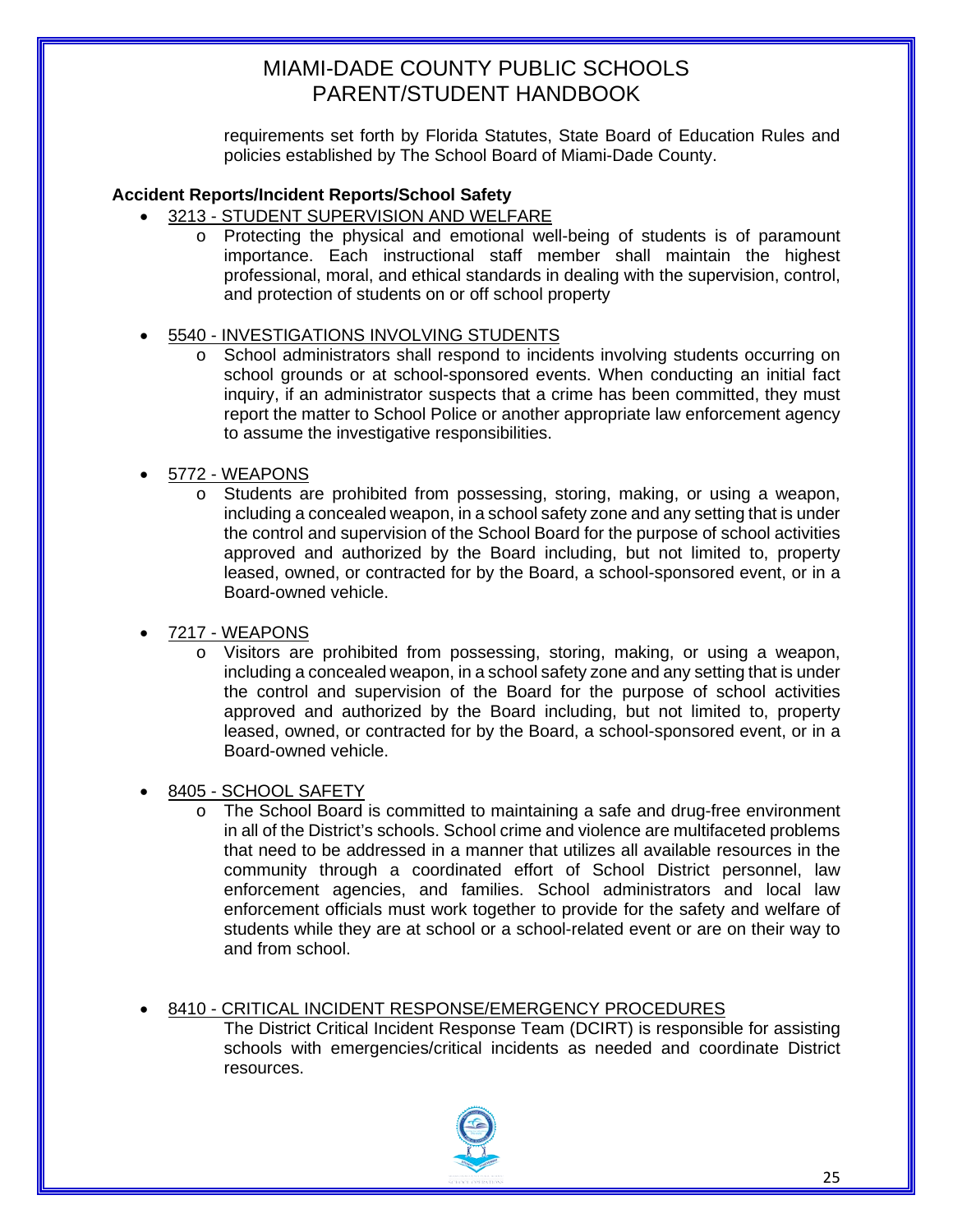requirements set forth by Florida Statutes, State Board of Education Rules and policies established by The School Board of Miami-Dade County.

**Accident Reports/Incident Reports/School Safety**

- <u>3213 - STUDENT SUPERVISION AND WELFARE</u>
  - Protecting the physical and emotional well-being of students is of paramount importance. Each instructional staff member shall maintain the highest professional, moral, and ethical standards in dealing with the supervision, control, and protection of students on or off school property

- <u>5540 - INVESTIGATIONS INVOLVING STUDENTS</u>
  - School administrators shall respond to incidents involving students occurring on school grounds or at school-sponsored events. When conducting an initial fact inquiry, if an administrator suspects that a crime has been committed, they must report the matter to School Police or another appropriate law enforcement agency to assume the investigative responsibilities.

- <u>5772 - WEAPONS</u>
  - Students are prohibited from possessing, storing, making, or using a weapon, including a concealed weapon, in a school safety zone and any setting that is under the control and supervision of the School Board for the purpose of school activities approved and authorized by the Board including, but not limited to, property leased, owned, or contracted for by the Board, a school-sponsored event, or in a Board-owned vehicle.

- <u>7217 - WEAPONS</u>
  - Visitors are prohibited from possessing, storing, making, or using a weapon, including a concealed weapon, in a school safety zone and any setting that is under the control and supervision of the Board for the purpose of school activities approved and authorized by the Board including, but not limited to, property leased, owned, or contracted for by the Board, a school-sponsored event, or in a Board-owned vehicle.

- <u>8405 - SCHOOL SAFETY</u>
  - The School Board is committed to maintaining a safe and drug-free environment in all of the District's schools. School crime and violence are multifaceted problems that need to be addressed in a manner that utilizes all available resources in the community through a coordinated effort of School District personnel, law enforcement agencies, and families. School administrators and local law enforcement officials must work together to provide for the safety and welfare of students while they are at school or a school-related event or are on their way to and from school.

- <u>8410 - CRITICAL INCIDENT RESPONSE/EMERGENCY PROCEDURES</u>

  The District Critical Incident Response Team (DCIRT) is responsible for assisting schools with emergencies/critical incidents as needed and coordinate District resources.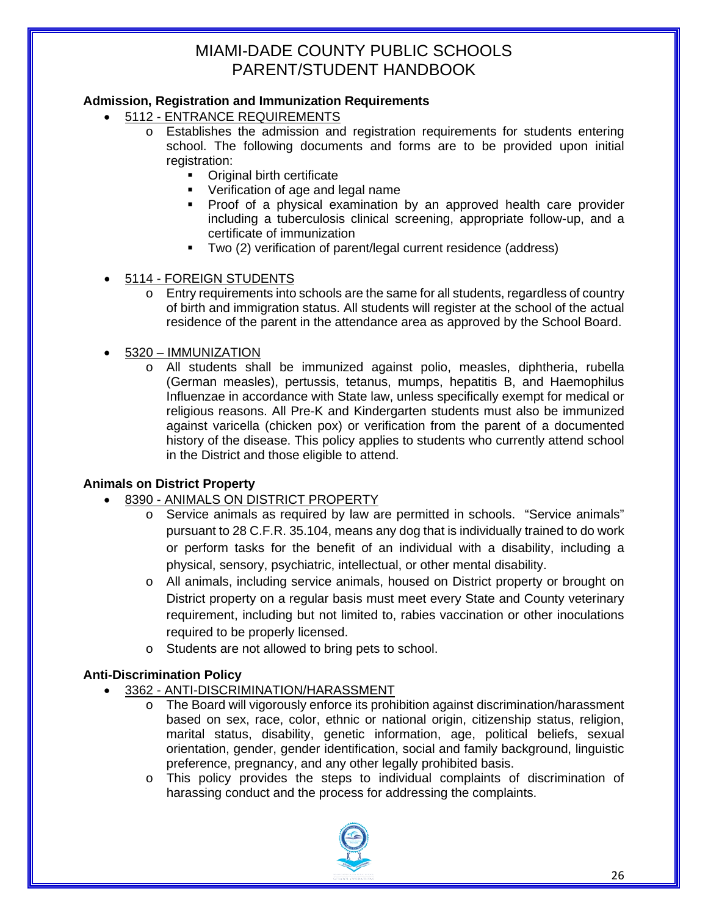## Admission, Registration and Immunization Requirements

- 5112 - ENTRANCE REQUIREMENTS
  - Establishes the admission and registration requirements for students entering school. The following documents and forms are to be provided upon initial registration:
    - Original birth certificate
    - Verification of age and legal name
    - Proof of a physical examination by an approved health care provider including a tuberculosis clinical screening, appropriate follow-up, and a certificate of immunization
    - Two (2) verification of parent/legal current residence (address)

- 5114 - FOREIGN STUDENTS
  - Entry requirements into schools are the same for all students, regardless of country of birth and immigration status. All students will register at the school of the actual residence of the parent in the attendance area as approved by the School Board.

- 5320 – IMMUNIZATION
  - All students shall be immunized against polio, measles, diphtheria, rubella (German measles), pertussis, tetanus, mumps, hepatitis B, and Haemophilus Influenzae in accordance with State law, unless specifically exempt for medical or religious reasons. All Pre-K and Kindergarten students must also be immunized against varicella (chicken pox) or verification from the parent of a documented history of the disease. This policy applies to students who currently attend school in the District and those eligible to attend.

## Animals on District Property

- 8390 - ANIMALS ON DISTRICT PROPERTY
  - Service animals as required by law are permitted in schools. "Service animals" pursuant to 28 C.F.R. 35.104, means any dog that is individually trained to do work or perform tasks for the benefit of an individual with a disability, including a physical, sensory, psychiatric, intellectual, or other mental disability.
  - All animals, including service animals, housed on District property or brought on District property on a regular basis must meet every State and County veterinary requirement, including but not limited to, rabies vaccination or other inoculations required to be properly licensed.
  - Students are not allowed to bring pets to school.

## Anti-Discrimination Policy

- 3362 - ANTI-DISCRIMINATION/HARASSMENT
  - The Board will vigorously enforce its prohibition against discrimination/harassment based on sex, race, color, ethnic or national origin, citizenship status, religion, marital status, disability, genetic information, age, political beliefs, sexual orientation, gender, gender identification, social and family background, linguistic preference, pregnancy, and any other legally prohibited basis.
  - This policy provides the steps to individual complaints of discrimination of harassing conduct and the process for addressing the complaints.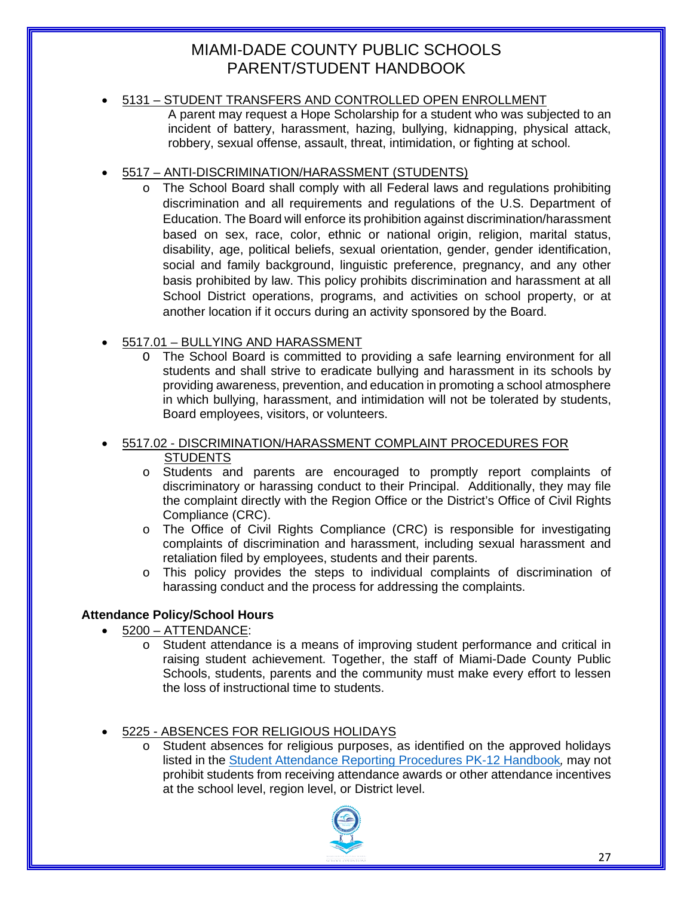- 5131 – STUDENT TRANSFERS AND CONTROLLED OPEN ENROLLMENT

  A parent may request a Hope Scholarship for a student who was subjected to an incident of battery, harassment, hazing, bullying, kidnapping, physical attack, robbery, sexual offense, assault, threat, intimidation, or fighting at school.

- 5517 – ANTI-DISCRIMINATION/HARASSMENT (STUDENTS)
  - The School Board shall comply with all Federal laws and regulations prohibiting discrimination and all requirements and regulations of the U.S. Department of Education. The Board will enforce its prohibition against discrimination/harassment based on sex, race, color, ethnic or national origin, religion, marital status, disability, age, political beliefs, sexual orientation, gender, gender identification, social and family background, linguistic preference, pregnancy, and any other basis prohibited by law. This policy prohibits discrimination and harassment at all School District operations, programs, and activities on school property, or at another location if it occurs during an activity sponsored by the Board.

- 5517.01 – BULLYING AND HARASSMENT
  - The School Board is committed to providing a safe learning environment for all students and shall strive to eradicate bullying and harassment in its schools by providing awareness, prevention, and education in promoting a school atmosphere in which bullying, harassment, and intimidation will not be tolerated by students, Board employees, visitors, or volunteers.

- 5517.02 - DISCRIMINATION/HARASSMENT COMPLAINT PROCEDURES FOR STUDENTS
  - Students and parents are encouraged to promptly report complaints of discriminatory or harassing conduct to their Principal. Additionally, they may file the complaint directly with the Region Office or the District's Office of Civil Rights Compliance (CRC).
  - The Office of Civil Rights Compliance (CRC) is responsible for investigating complaints of discrimination and harassment, including sexual harassment and retaliation filed by employees, students and their parents.
  - This policy provides the steps to individual complaints of discrimination of harassing conduct and the process for addressing the complaints.

**Attendance Policy/School Hours**

- 5200 – ATTENDANCE:
  - Student attendance is a means of improving student performance and critical in raising student achievement. Together, the staff of Miami-Dade County Public Schools, students, parents and the community must make every effort to lessen the loss of instructional time to students.

- 5225 - ABSENCES FOR RELIGIOUS HOLIDAYS
  - Student absences for religious purposes, as identified on the approved holidays listed in the Student Attendance Reporting Procedures PK-12 Handbook*,* may not prohibit students from receiving attendance awards or other attendance incentives at the school level, region level, or District level.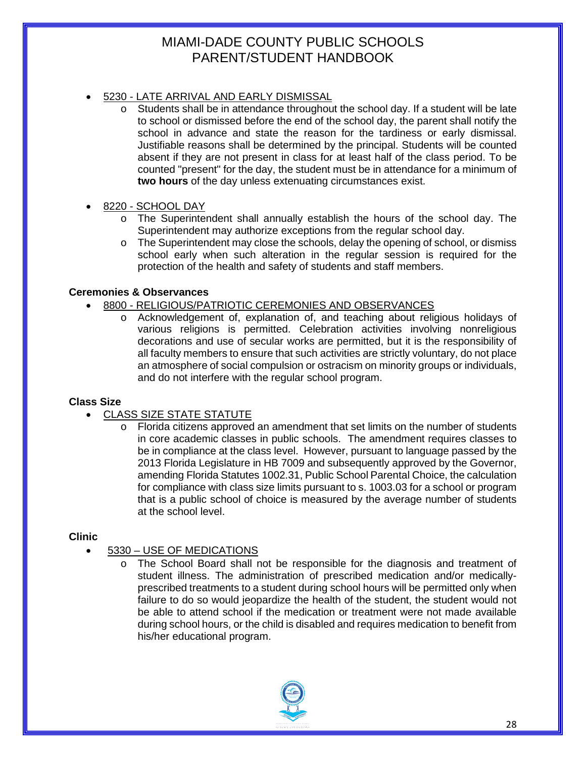- 5230 - LATE ARRIVAL AND EARLY DISMISSAL
  - Students shall be in attendance throughout the school day. If a student will be late to school or dismissed before the end of the school day, the parent shall notify the school in advance and state the reason for the tardiness or early dismissal. Justifiable reasons shall be determined by the principal. Students will be counted absent if they are not present in class for at least half of the class period. To be counted "present" for the day, the student must be in attendance for a minimum of **two hours** of the day unless extenuating circumstances exist.

- 8220 - SCHOOL DAY
  - The Superintendent shall annually establish the hours of the school day. The Superintendent may authorize exceptions from the regular school day.
  - The Superintendent may close the schools, delay the opening of school, or dismiss school early when such alteration in the regular session is required for the protection of the health and safety of students and staff members.

**Ceremonies & Observances**

- 8800 - RELIGIOUS/PATRIOTIC CEREMONIES AND OBSERVANCES
  - Acknowledgement of, explanation of, and teaching about religious holidays of various religions is permitted. Celebration activities involving nonreligious decorations and use of secular works are permitted, but it is the responsibility of all faculty members to ensure that such activities are strictly voluntary, do not place an atmosphere of social compulsion or ostracism on minority groups or individuals, and do not interfere with the regular school program.

**Class Size**

- CLASS SIZE STATE STATUTE
  - Florida citizens approved an amendment that set limits on the number of students in core academic classes in public schools. The amendment requires classes to be in compliance at the class level. However, pursuant to language passed by the 2013 Florida Legislature in HB 7009 and subsequently approved by the Governor, amending Florida Statutes 1002.31, Public School Parental Choice, the calculation for compliance with class size limits pursuant to s. 1003.03 for a school or program that is a public school of choice is measured by the average number of students at the school level.

**Clinic**

- 5330 – USE OF MEDICATIONS
  - The School Board shall not be responsible for the diagnosis and treatment of student illness. The administration of prescribed medication and/or medically-prescribed treatments to a student during school hours will be permitted only when failure to do so would jeopardize the health of the student, the student would not be able to attend school if the medication or treatment were not made available during school hours, or the child is disabled and requires medication to benefit from his/her educational program.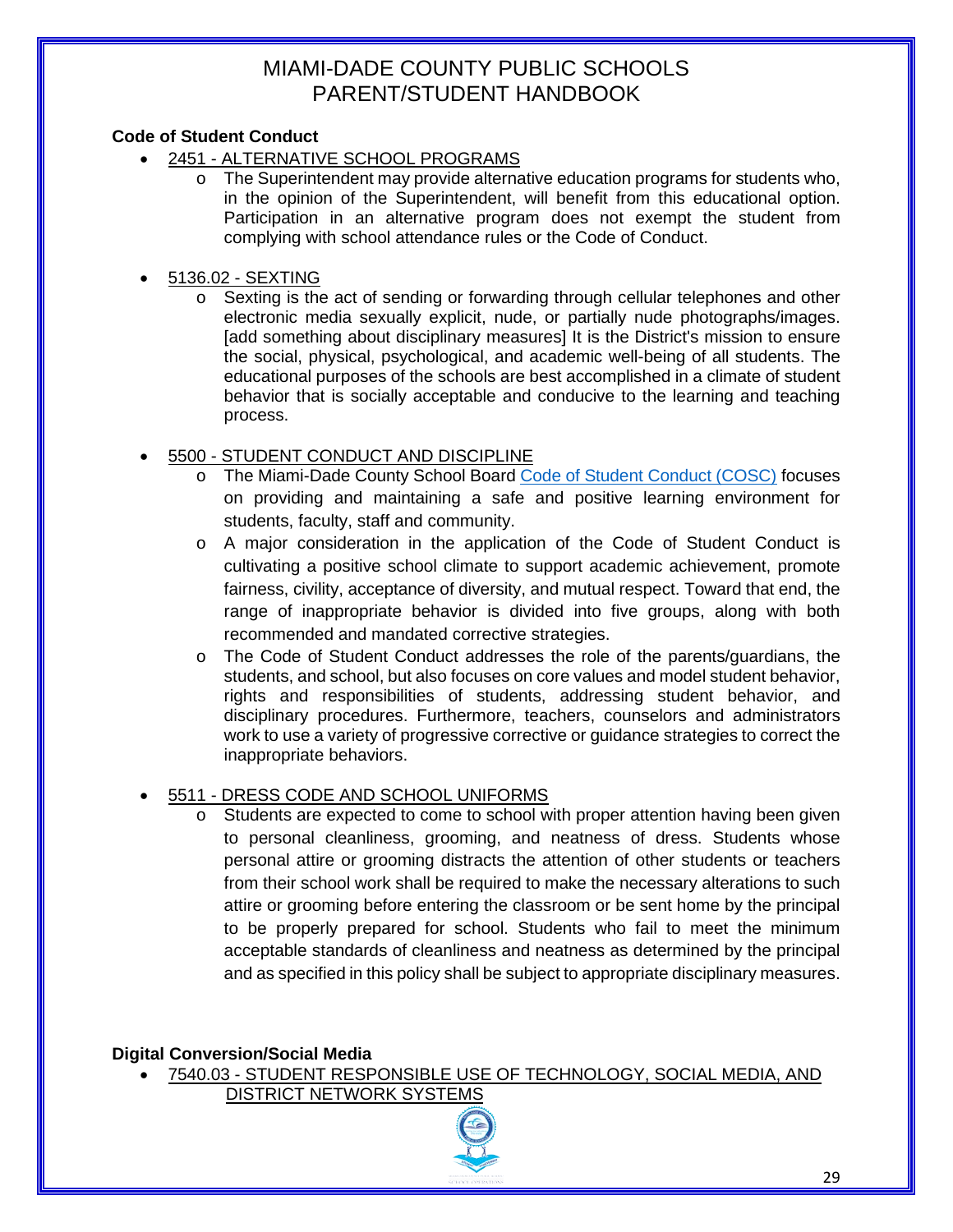**Code of Student Conduct**

- <u>2451 - ALTERNATIVE SCHOOL PROGRAMS</u>
  - The Superintendent may provide alternative education programs for students who, in the opinion of the Superintendent, will benefit from this educational option. Participation in an alternative program does not exempt the student from complying with school attendance rules or the Code of Conduct.

- <u>5136.02 - SEXTING</u>
  - Sexting is the act of sending or forwarding through cellular telephones and other electronic media sexually explicit, nude, or partially nude photographs/images. [add something about disciplinary measures] It is the District's mission to ensure the social, physical, psychological, and academic well-being of all students. The educational purposes of the schools are best accomplished in a climate of student behavior that is socially acceptable and conducive to the learning and teaching process.

- <u>5500 - STUDENT CONDUCT AND DISCIPLINE</u>
  - The Miami-Dade County School Board Code of Student Conduct (COSC) focuses on providing and maintaining a safe and positive learning environment for students, faculty, staff and community.
  - A major consideration in the application of the Code of Student Conduct is cultivating a positive school climate to support academic achievement, promote fairness, civility, acceptance of diversity, and mutual respect. Toward that end, the range of inappropriate behavior is divided into five groups, along with both recommended and mandated corrective strategies.
  - The Code of Student Conduct addresses the role of the parents/guardians, the students, and school, but also focuses on core values and model student behavior, rights and responsibilities of students, addressing student behavior, and disciplinary procedures. Furthermore, teachers, counselors and administrators work to use a variety of progressive corrective or guidance strategies to correct the inappropriate behaviors.

- <u>5511 - DRESS CODE AND SCHOOL UNIFORMS</u>
  - Students are expected to come to school with proper attention having been given to personal cleanliness, grooming, and neatness of dress. Students whose personal attire or grooming distracts the attention of other students or teachers from their school work shall be required to make the necessary alterations to such attire or grooming before entering the classroom or be sent home by the principal to be properly prepared for school. Students who fail to meet the minimum acceptable standards of cleanliness and neatness as determined by the principal and as specified in this policy shall be subject to appropriate disciplinary measures.

**Digital Conversion/Social Media**

- <u>7540.03 - STUDENT RESPONSIBLE USE OF TECHNOLOGY, SOCIAL MEDIA, AND DISTRICT NETWORK SYSTEMS</u>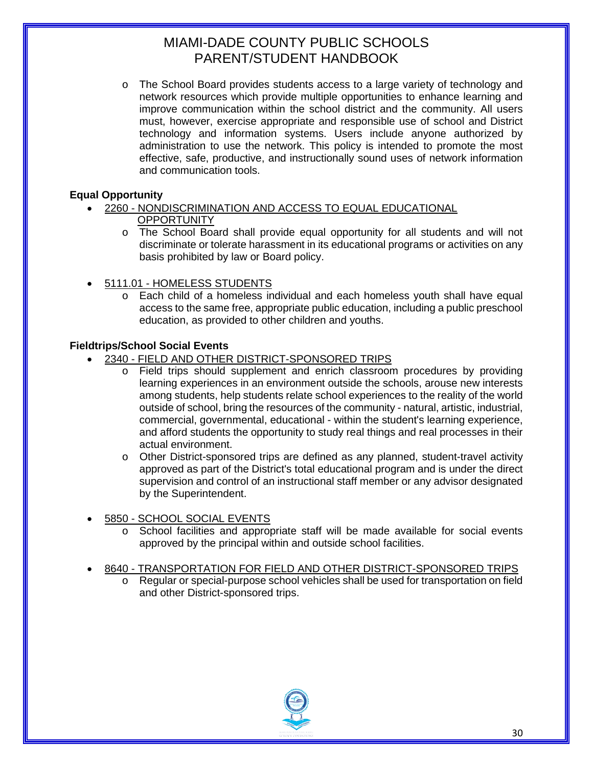- The School Board provides students access to a large variety of technology and network resources which provide multiple opportunities to enhance learning and improve communication within the school district and the community. All users must, however, exercise appropriate and responsible use of school and District technology and information systems. Users include anyone authorized by administration to use the network. This policy is intended to promote the most effective, safe, productive, and instructionally sound uses of network information and communication tools.

**Equal Opportunity**

- 2260 - NONDISCRIMINATION AND ACCESS TO EQUAL EDUCATIONAL OPPORTUNITY
    - The School Board shall provide equal opportunity for all students and will not discriminate or tolerate harassment in its educational programs or activities on any basis prohibited by law or Board policy.

- 5111.01 - HOMELESS STUDENTS
    - Each child of a homeless individual and each homeless youth shall have equal access to the same free, appropriate public education, including a public preschool education, as provided to other children and youths.

**Fieldtrips/School Social Events**

- 2340 - FIELD AND OTHER DISTRICT-SPONSORED TRIPS
    - Field trips should supplement and enrich classroom procedures by providing learning experiences in an environment outside the schools, arouse new interests among students, help students relate school experiences to the reality of the world outside of school, bring the resources of the community - natural, artistic, industrial, commercial, governmental, educational - within the student's learning experience, and afford students the opportunity to study real things and real processes in their actual environment.
    - Other District-sponsored trips are defined as any planned, student-travel activity approved as part of the District's total educational program and is under the direct supervision and control of an instructional staff member or any advisor designated by the Superintendent.

- 5850 - SCHOOL SOCIAL EVENTS
    - School facilities and appropriate staff will be made available for social events approved by the principal within and outside school facilities.

- 8640 - TRANSPORTATION FOR FIELD AND OTHER DISTRICT-SPONSORED TRIPS
    - Regular or special-purpose school vehicles shall be used for transportation on field and other District-sponsored trips.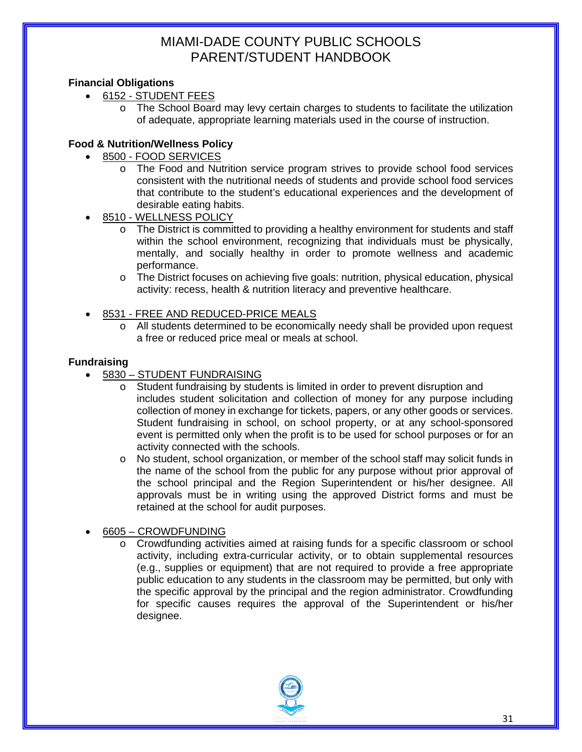**Financial Obligations**

- 6152 - STUDENT FEES
  - The School Board may levy certain charges to students to facilitate the utilization of adequate, appropriate learning materials used in the course of instruction.

**Food & Nutrition/Wellness Policy**

- 8500 - FOOD SERVICES
  - The Food and Nutrition service program strives to provide school food services consistent with the nutritional needs of students and provide school food services that contribute to the student's educational experiences and the development of desirable eating habits.
- 8510 - WELLNESS POLICY
  - The District is committed to providing a healthy environment for students and staff within the school environment, recognizing that individuals must be physically, mentally, and socially healthy in order to promote wellness and academic performance.
  - The District focuses on achieving five goals: nutrition, physical education, physical activity: recess, health & nutrition literacy and preventive healthcare.
- 8531 - FREE AND REDUCED-PRICE MEALS
  - All students determined to be economically needy shall be provided upon request a free or reduced price meal or meals at school.

**Fundraising**

- 5830 – STUDENT FUNDRAISING
  - Student fundraising by students is limited in order to prevent disruption and includes student solicitation and collection of money for any purpose including collection of money in exchange for tickets, papers, or any other goods or services. Student fundraising in school, on school property, or at any school-sponsored event is permitted only when the profit is to be used for school purposes or for an activity connected with the schools.
  - No student, school organization, or member of the school staff may solicit funds in the name of the school from the public for any purpose without prior approval of the school principal and the Region Superintendent or his/her designee. All approvals must be in writing using the approved District forms and must be retained at the school for audit purposes.
- 6605 – CROWDFUNDING
  - Crowdfunding activities aimed at raising funds for a specific classroom or school activity, including extra-curricular activity, or to obtain supplemental resources (e.g., supplies or equipment) that are not required to provide a free appropriate public education to any students in the classroom may be permitted, but only with the specific approval by the principal and the region administrator. Crowdfunding for specific causes requires the approval of the Superintendent or his/her designee.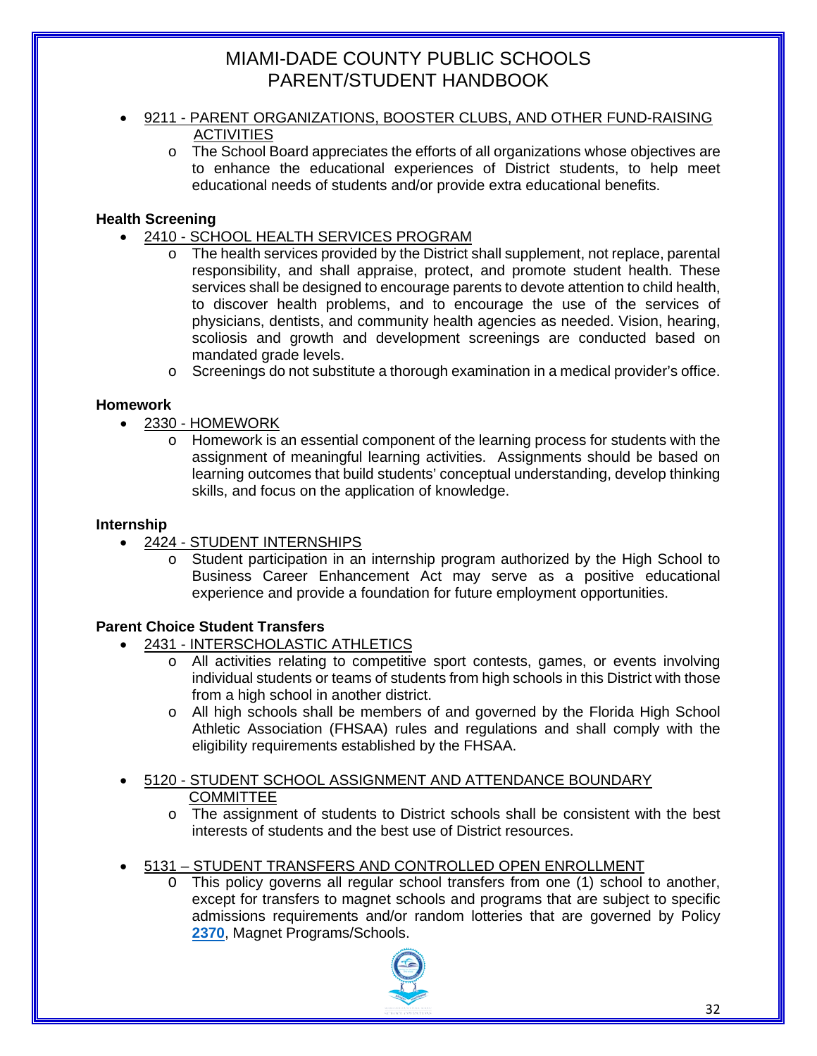- 9211 - PARENT ORGANIZATIONS, BOOSTER CLUBS, AND OTHER FUND-RAISING ACTIVITIES
    - The School Board appreciates the efforts of all organizations whose objectives are to enhance the educational experiences of District students, to help meet educational needs of students and/or provide extra educational benefits.

**Health Screening**

- 2410 - SCHOOL HEALTH SERVICES PROGRAM
    - The health services provided by the District shall supplement, not replace, parental responsibility, and shall appraise, protect, and promote student health. These services shall be designed to encourage parents to devote attention to child health, to discover health problems, and to encourage the use of the services of physicians, dentists, and community health agencies as needed. Vision, hearing, scoliosis and growth and development screenings are conducted based on mandated grade levels.
    - Screenings do not substitute a thorough examination in a medical provider's office.

**Homework**

- 2330 - HOMEWORK
    - Homework is an essential component of the learning process for students with the assignment of meaningful learning activities. Assignments should be based on learning outcomes that build students' conceptual understanding, develop thinking skills, and focus on the application of knowledge.

**Internship**

- 2424 - STUDENT INTERNSHIPS
    - Student participation in an internship program authorized by the High School to Business Career Enhancement Act may serve as a positive educational experience and provide a foundation for future employment opportunities.

**Parent Choice Student Transfers**

- 2431 - INTERSCHOLASTIC ATHLETICS
    - All activities relating to competitive sport contests, games, or events involving individual students or teams of students from high schools in this District with those from a high school in another district.
    - All high schools shall be members of and governed by the Florida High School Athletic Association (FHSAA) rules and regulations and shall comply with the eligibility requirements established by the FHSAA.

- 5120 - STUDENT SCHOOL ASSIGNMENT AND ATTENDANCE BOUNDARY COMMITTEE
    - The assignment of students to District schools shall be consistent with the best interests of students and the best use of District resources.

- 5131 – STUDENT TRANSFERS AND CONTROLLED OPEN ENROLLMENT
    - This policy governs all regular school transfers from one (1) school to another, except for transfers to magnet schools and programs that are subject to specific admissions requirements and/or random lotteries that are governed by Policy **2370**, Magnet Programs/Schools.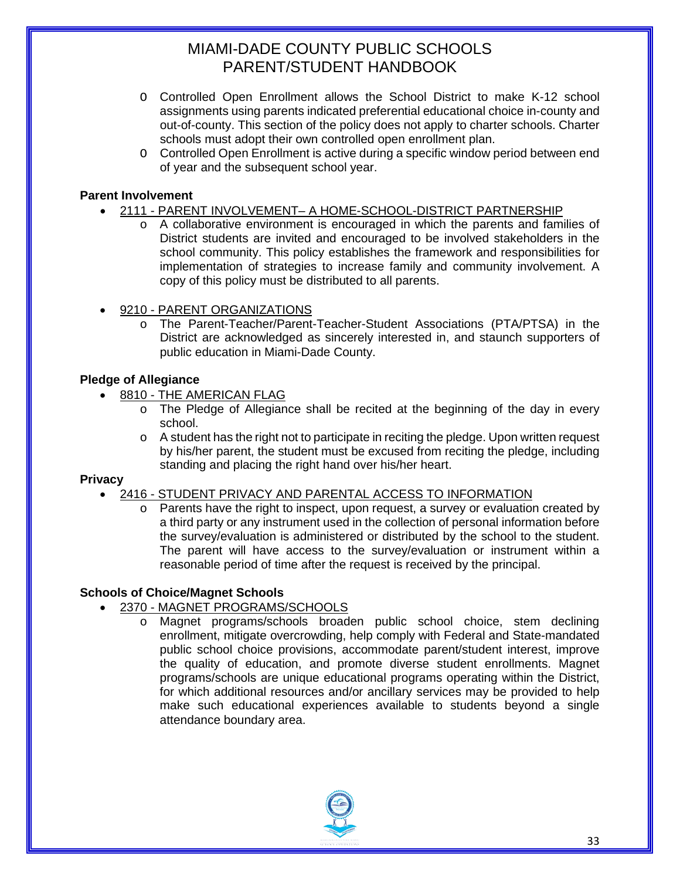- Controlled Open Enrollment allows the School District to make K-12 school assignments using parents indicated preferential educational choice in-county and out-of-county. This section of the policy does not apply to charter schools. Charter schools must adopt their own controlled open enrollment plan.
- Controlled Open Enrollment is active during a specific window period between end of year and the subsequent school year.

**Parent Involvement**

- 2111 - PARENT INVOLVEMENT– A HOME-SCHOOL-DISTRICT PARTNERSHIP
  - A collaborative environment is encouraged in which the parents and families of District students are invited and encouraged to be involved stakeholders in the school community. This policy establishes the framework and responsibilities for implementation of strategies to increase family and community involvement. A copy of this policy must be distributed to all parents.

- 9210 - PARENT ORGANIZATIONS
  - The Parent-Teacher/Parent-Teacher-Student Associations (PTA/PTSA) in the District are acknowledged as sincerely interested in, and staunch supporters of public education in Miami-Dade County.

**Pledge of Allegiance**

- 8810 - THE AMERICAN FLAG
  - The Pledge of Allegiance shall be recited at the beginning of the day in every school.
  - A student has the right not to participate in reciting the pledge. Upon written request by his/her parent, the student must be excused from reciting the pledge, including standing and placing the right hand over his/her heart.

**Privacy**

- 2416 - STUDENT PRIVACY AND PARENTAL ACCESS TO INFORMATION
  - Parents have the right to inspect, upon request, a survey or evaluation created by a third party or any instrument used in the collection of personal information before the survey/evaluation is administered or distributed by the school to the student. The parent will have access to the survey/evaluation or instrument within a reasonable period of time after the request is received by the principal.

**Schools of Choice/Magnet Schools**

- 2370 - MAGNET PROGRAMS/SCHOOLS
  - Magnet programs/schools broaden public school choice, stem declining enrollment, mitigate overcrowding, help comply with Federal and State-mandated public school choice provisions, accommodate parent/student interest, improve the quality of education, and promote diverse student enrollments. Magnet programs/schools are unique educational programs operating within the District, for which additional resources and/or ancillary services may be provided to help make such educational experiences available to students beyond a single attendance boundary area.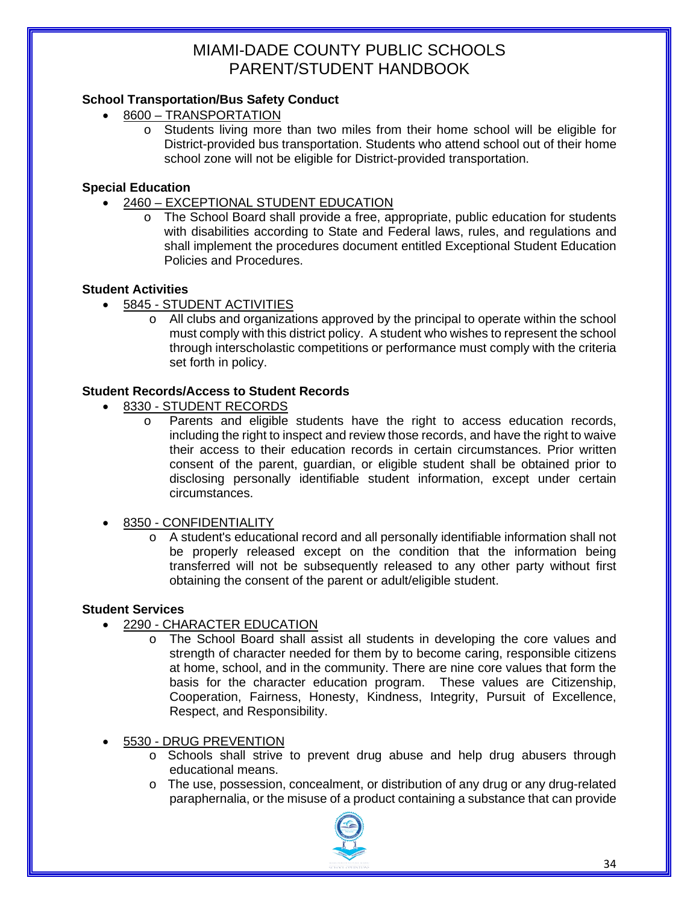**School Transportation/Bus Safety Conduct**

- 8600 – TRANSPORTATION
  - Students living more than two miles from their home school will be eligible for District-provided bus transportation. Students who attend school out of their home school zone will not be eligible for District-provided transportation.

**Special Education**

- 2460 – EXCEPTIONAL STUDENT EDUCATION
  - The School Board shall provide a free, appropriate, public education for students with disabilities according to State and Federal laws, rules, and regulations and shall implement the procedures document entitled Exceptional Student Education Policies and Procedures.

**Student Activities**

- 5845 - STUDENT ACTIVITIES
  - All clubs and organizations approved by the principal to operate within the school must comply with this district policy. A student who wishes to represent the school through interscholastic competitions or performance must comply with the criteria set forth in policy.

**Student Records/Access to Student Records**

- 8330 - STUDENT RECORDS
  - Parents and eligible students have the right to access education records, including the right to inspect and review those records, and have the right to waive their access to their education records in certain circumstances. Prior written consent of the parent, guardian, or eligible student shall be obtained prior to disclosing personally identifiable student information, except under certain circumstances.

- 8350 - CONFIDENTIALITY
  - A student's educational record and all personally identifiable information shall not be properly released except on the condition that the information being transferred will not be subsequently released to any other party without first obtaining the consent of the parent or adult/eligible student.

**Student Services**

- 2290 - CHARACTER EDUCATION
  - The School Board shall assist all students in developing the core values and strength of character needed for them by to become caring, responsible citizens at home, school, and in the community. There are nine core values that form the basis for the character education program. These values are Citizenship, Cooperation, Fairness, Honesty, Kindness, Integrity, Pursuit of Excellence, Respect, and Responsibility.

- 5530 - DRUG PREVENTION
  - Schools shall strive to prevent drug abuse and help drug abusers through educational means.
  - The use, possession, concealment, or distribution of any drug or any drug-related paraphernalia, or the misuse of a product containing a substance that can provide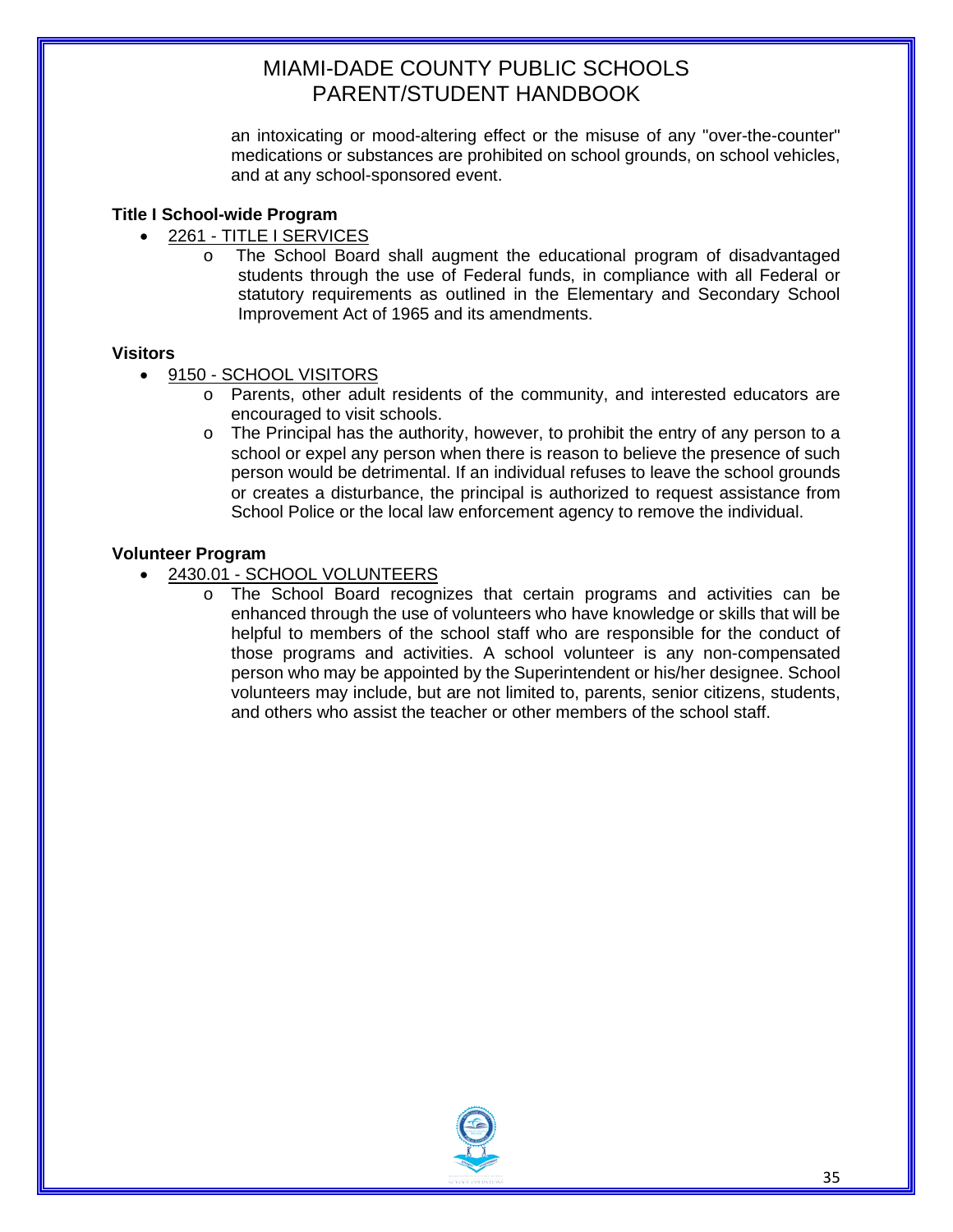an intoxicating or mood-altering effect or the misuse of any "over-the-counter" medications or substances are prohibited on school grounds, on school vehicles, and at any school-sponsored event.

**Title I School-wide Program**

- 2261 - TITLE I SERVICES
    - The School Board shall augment the educational program of disadvantaged students through the use of Federal funds, in compliance with all Federal or statutory requirements as outlined in the Elementary and Secondary School Improvement Act of 1965 and its amendments.

**Visitors**

- 9150 - SCHOOL VISITORS
    - Parents, other adult residents of the community, and interested educators are encouraged to visit schools.
    - The Principal has the authority, however, to prohibit the entry of any person to a school or expel any person when there is reason to believe the presence of such person would be detrimental. If an individual refuses to leave the school grounds or creates a disturbance, the principal is authorized to request assistance from School Police or the local law enforcement agency to remove the individual.

**Volunteer Program**

- 2430.01 - SCHOOL VOLUNTEERS
    - The School Board recognizes that certain programs and activities can be enhanced through the use of volunteers who have knowledge or skills that will be helpful to members of the school staff who are responsible for the conduct of those programs and activities. A school volunteer is any non-compensated person who may be appointed by the Superintendent or his/her designee. School volunteers may include, but are not limited to, parents, senior citizens, students, and others who assist the teacher or other members of the school staff.